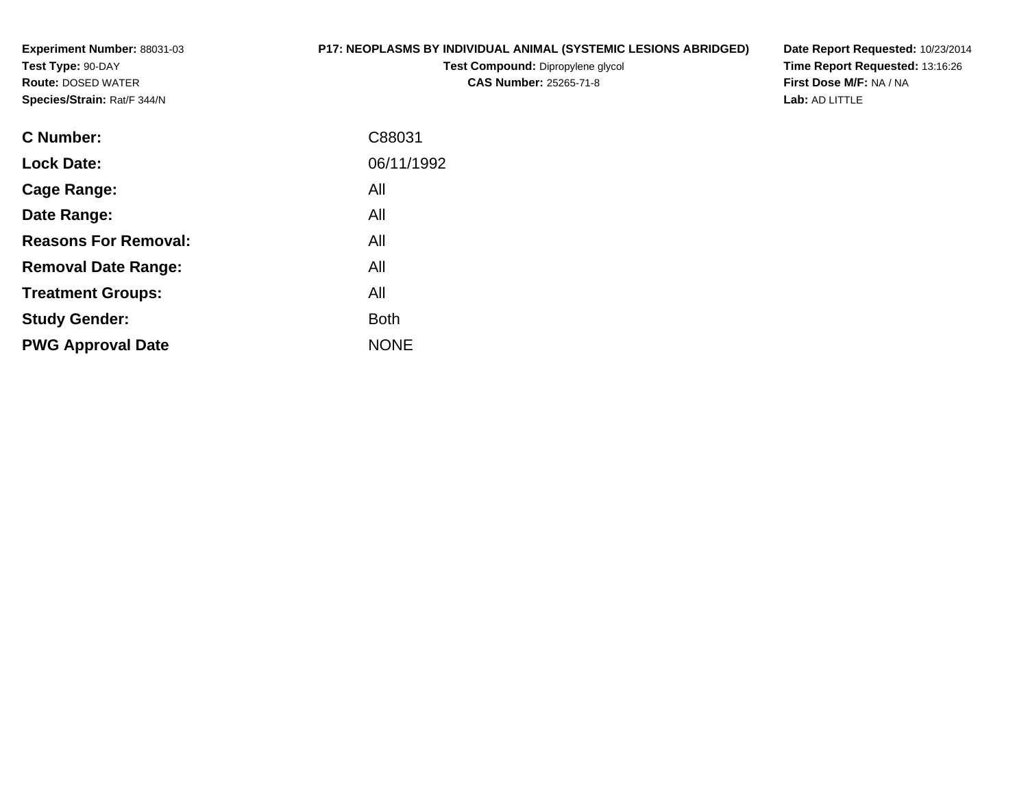**Experiment Number:** 88031-03
**Test Type:** 90-DAY
**Route:** DOSED WATER
**Species/Strain:** Rat/F 344/N

**P17: NEOPLASMS BY INDIVIDUAL ANIMAL (SYSTEMIC LESIONS ABRIDGED)**
**Test Compound:** Dipropylene glycol
**CAS Number:** 25265-71-8

**Date Report Requested:** 10/23/2014
**Time Report Requested:** 13:16:26
**First Dose M/F:** NA / NA
**Lab:** AD LITTLE

| | |
|---|---|
| **C Number:** | C88031 |
| **Lock Date:** | 06/11/1992 |
| **Cage Range:** | All |
| **Date Range:** | All |
| **Reasons For Removal:** | All |
| **Removal Date Range:** | All |
| **Treatment Groups:** | All |
| **Study Gender:** | Both |
| **PWG Approval Date** | NONE |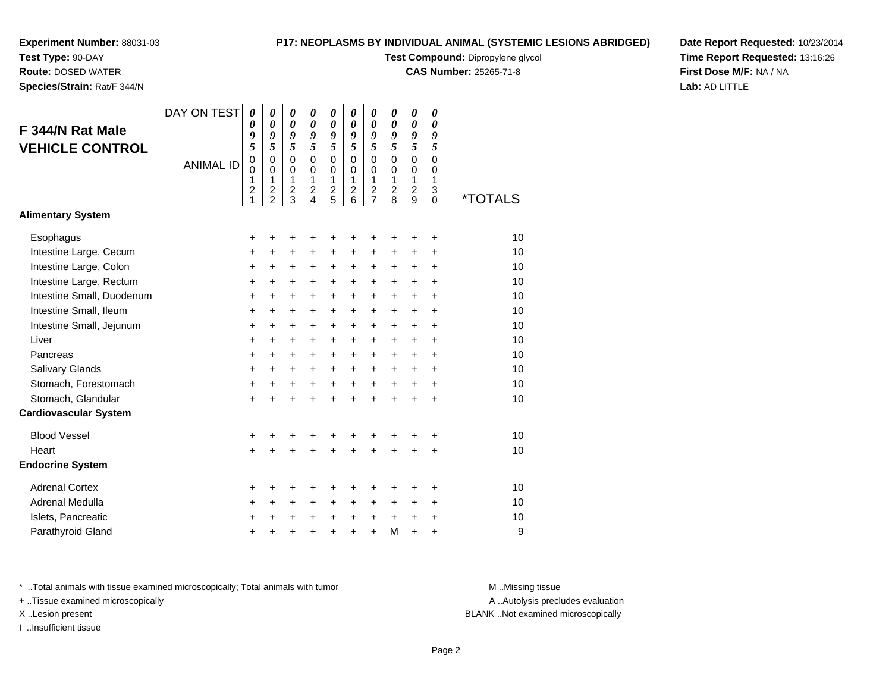**Experiment Number:** 88031-03
**Test Type:** 90-DAY
**Route:** DOSED WATER
**Species/Strain:** Rat/F 344/N

**P17: NEOPLASMS BY INDIVIDUAL ANIMAL (SYSTEMIC LESIONS ABRIDGED)**
**Test Compound:** Dipropylene glycol
**CAS Number:** 25265-71-8

**Date Report Requested:** 10/23/2014
**Time Report Requested:** 13:16:26
**First Dose M/F:** NA / NA
**Lab:** AD LITTLE

## F 344/N Rat Male VEHICLE CONTROL

| DAY ON TEST | 0095 | 0095 | 0095 | 0095 | 0095 | 0095 | 0095 | 0095 | 0095 | 0095 | |
|---|---|---|---|---|---|---|---|---|---|---|---|
| ANIMAL ID | 00121 | 00122 | 00123 | 00124 | 00125 | 00126 | 00127 | 00128 | 00129 | 00130 | *TOTALS |
| **Alimentary System** | | | | | | | | | | | |
| Esophagus | + | + | + | + | + | + | + | + | + | + | 10 |
| Intestine Large, Cecum | + | + | + | + | + | + | + | + | + | + | 10 |
| Intestine Large, Colon | + | + | + | + | + | + | + | + | + | + | 10 |
| Intestine Large, Rectum | + | + | + | + | + | + | + | + | + | + | 10 |
| Intestine Small, Duodenum | + | + | + | + | + | + | + | + | + | + | 10 |
| Intestine Small, Ileum | + | + | + | + | + | + | + | + | + | + | 10 |
| Intestine Small, Jejunum | + | + | + | + | + | + | + | + | + | + | 10 |
| Liver | + | + | + | + | + | + | + | + | + | + | 10 |
| Pancreas | + | + | + | + | + | + | + | + | + | + | 10 |
| Salivary Glands | + | + | + | + | + | + | + | + | + | + | 10 |
| Stomach, Forestomach | + | + | + | + | + | + | + | + | + | + | 10 |
| Stomach, Glandular | + | + | + | + | + | + | + | + | + | + | 10 |
| **Cardiovascular System** | | | | | | | | | | | |
| Blood Vessel | + | + | + | + | + | + | + | + | + | + | 10 |
| Heart | + | + | + | + | + | + | + | + | + | + | 10 |
| **Endocrine System** | | | | | | | | | | | |
| Adrenal Cortex | + | + | + | + | + | + | + | + | + | + | 10 |
| Adrenal Medulla | + | + | + | + | + | + | + | + | + | + | 10 |
| Islets, Pancreatic | + | + | + | + | + | + | + | + | + | + | 10 |
| Parathyroid Gland | + | + | + | + | + | + | + | M | + | + | 9 |

* ..Total animals with tissue examined microscopically; Total animals with tumor
+ ..Tissue examined microscopically
X ..Lesion present
I ..Insufficient tissue

M ..Missing tissue
A ..Autolysis precludes evaluation
BLANK ..Not examined microscopically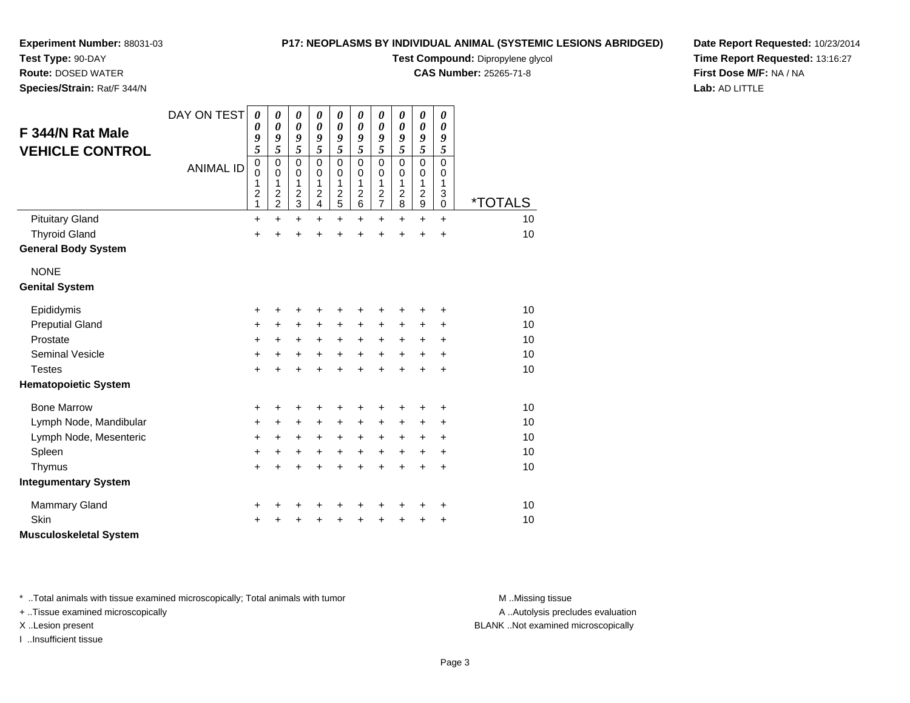**Experiment Number:** 88031-03
**Test Type:** 90-DAY
**Route:** DOSED WATER
**Species/Strain:** Rat/F 344/N

**P17: NEOPLASMS BY INDIVIDUAL ANIMAL (SYSTEMIC LESIONS ABRIDGED)**
**Test Compound:** Dipropylene glycol
**CAS Number:** 25265-71-8

**Date Report Requested:** 10/23/2014
**Time Report Requested:** 13:16:27
**First Dose M/F:** NA / NA
**Lab:** AD LITTLE

## F 344/N Rat Male VEHICLE CONTROL

| DAY ON TEST | 0095 | 0095 | 0095 | 0095 | 0095 | 0095 | 0095 | 0095 | 0095 | 0095 | |
|---|---|---|---|---|---|---|---|---|---|---|---|
| ANIMAL ID | 00121 | 00122 | 00123 | 00124 | 00125 | 00126 | 00127 | 00128 | 00129 | 00130 | *TOTALS |
| Pituitary Gland | + | + | + | + | + | + | + | + | + | + | 10 |
| Thyroid Gland | + | + | + | + | + | + | + | + | + | + | 10 |
| **General Body System** | | | | | | | | | | | |
| NONE | | | | | | | | | | | |
| **Genital System** | | | | | | | | | | | |
| Epididymis | + | + | + | + | + | + | + | + | + | + | 10 |
| Preputial Gland | + | + | + | + | + | + | + | + | + | + | 10 |
| Prostate | + | + | + | + | + | + | + | + | + | + | 10 |
| Seminal Vesicle | + | + | + | + | + | + | + | + | + | + | 10 |
| Testes | + | + | + | + | + | + | + | + | + | + | 10 |
| **Hematopoietic System** | | | | | | | | | | | |
| Bone Marrow | + | + | + | + | + | + | + | + | + | + | 10 |
| Lymph Node, Mandibular | + | + | + | + | + | + | + | + | + | + | 10 |
| Lymph Node, Mesenteric | + | + | + | + | + | + | + | + | + | + | 10 |
| Spleen | + | + | + | + | + | + | + | + | + | + | 10 |
| Thymus | + | + | + | + | + | + | + | + | + | + | 10 |
| **Integumentary System** | | | | | | | | | | | |
| Mammary Gland | + | + | + | + | + | + | + | + | + | + | 10 |
| Skin | + | + | + | + | + | + | + | + | + | + | 10 |
| **Musculoskeletal System** | | | | | | | | | | | |

\* ..Total animals with tissue examined microscopically; Total animals with tumor
\+ ..Tissue examined microscopically
X ..Lesion present
I ..Insufficient tissue

M ..Missing tissue
A ..Autolysis precludes evaluation
BLANK ..Not examined microscopically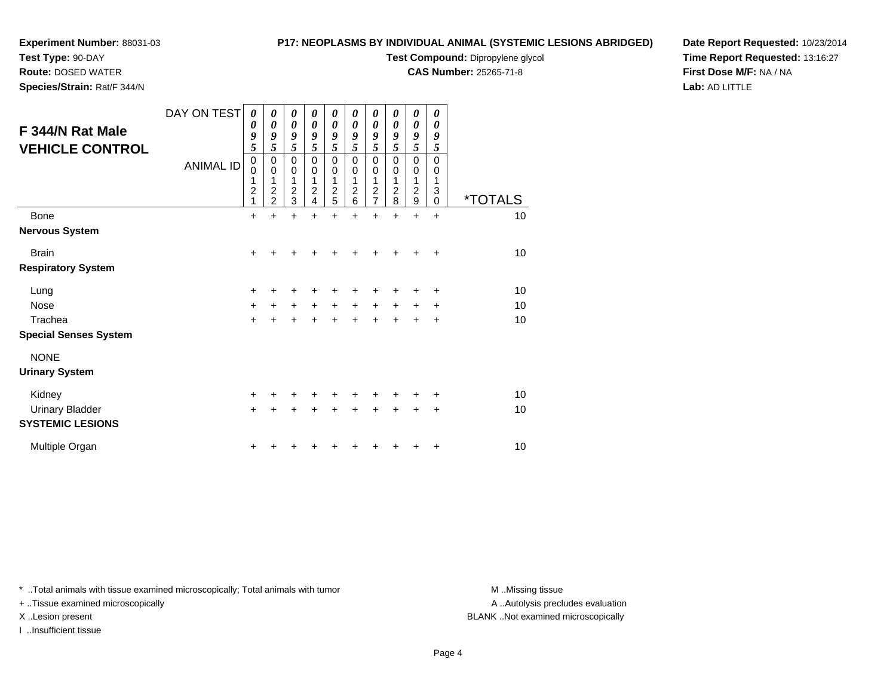**Experiment Number:** 88031-03
**Test Type:** 90-DAY
**Route:** DOSED WATER
**Species/Strain:** Rat/F 344/N

**P17: NEOPLASMS BY INDIVIDUAL ANIMAL (SYSTEMIC LESIONS ABRIDGED)**
**Test Compound:** Dipropylene glycol
**CAS Number:** 25265-71-8

**Date Report Requested:** 10/23/2014
**Time Report Requested:** 13:16:27
**First Dose M/F:** NA / NA
**Lab:** AD LITTLE

## F 344/N Rat Male VEHICLE CONTROL

| DAY ON TEST | 0095 | 0095 | 0095 | 0095 | 0095 | 0095 | 0095 | 0095 | 0095 | 0095 | |
|---|---|---|---|---|---|---|---|---|---|---|---|
| **ANIMAL ID** | 00121 | 00122 | 00123 | 00124 | 00125 | 00126 | 00127 | 00128 | 00129 | 00130 | ***TOTALS** |
| Bone | + | + | + | + | + | + | + | + | + | + | 10 |
| **Nervous System** | | | | | | | | | | | |
| Brain | + | + | + | + | + | + | + | + | + | + | 10 |
| **Respiratory System** | | | | | | | | | | | |
| Lung | + | + | + | + | + | + | + | + | + | + | 10 |
| Nose | + | + | + | + | + | + | + | + | + | + | 10 |
| Trachea | + | + | + | + | + | + | + | + | + | + | 10 |
| **Special Senses System** | | | | | | | | | | | |
| NONE | | | | | | | | | | | |
| **Urinary System** | | | | | | | | | | | |
| Kidney | + | + | + | + | + | + | + | + | + | + | 10 |
| Urinary Bladder | + | + | + | + | + | + | + | + | + | + | 10 |
| **SYSTEMIC LESIONS** | | | | | | | | | | | |
| Multiple Organ | + | + | + | + | + | + | + | + | + | + | 10 |

* ..Total animals with tissue examined microscopically; Total animals with tumor
+ ..Tissue examined microscopically
X ..Lesion present
I ..Insufficient tissue

M ..Missing tissue
A ..Autolysis precludes evaluation
BLANK ..Not examined microscopically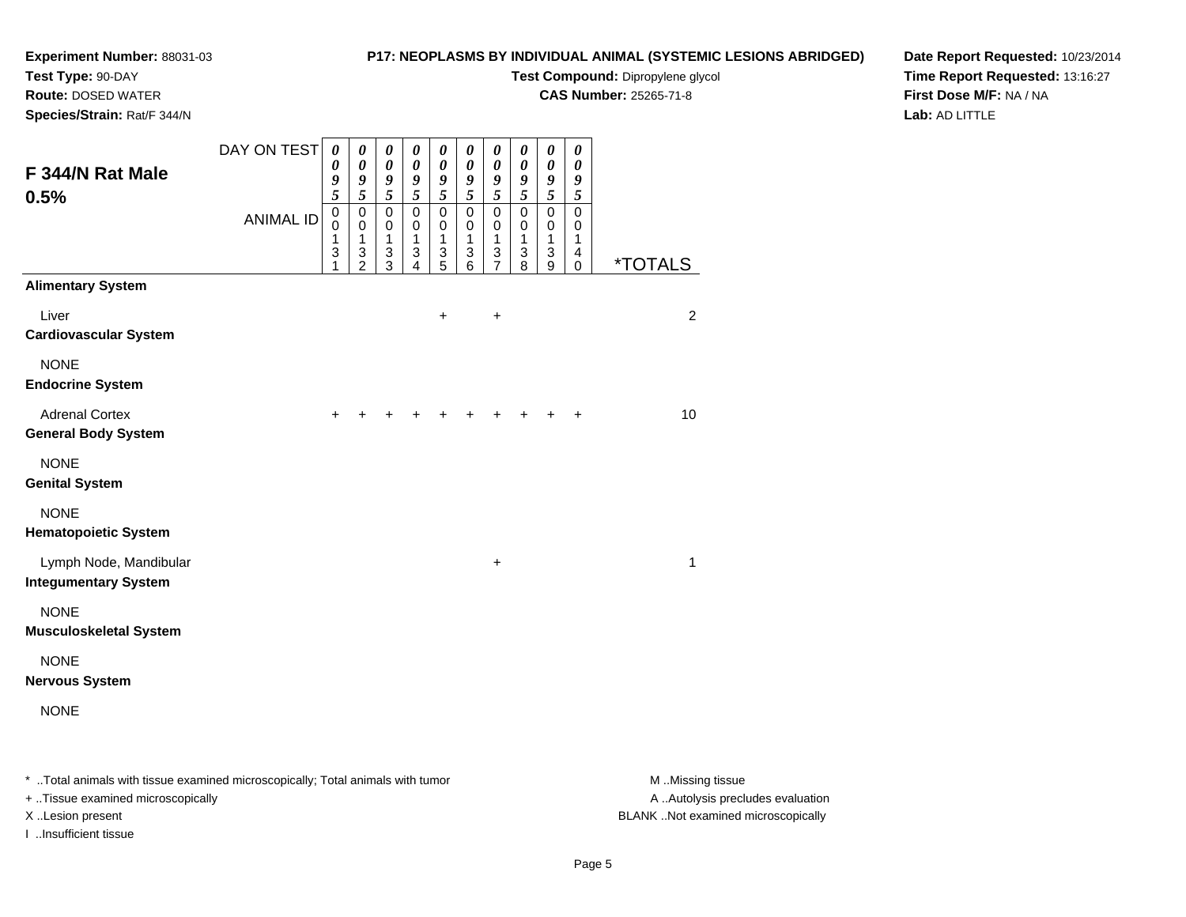**Experiment Number:** 88031-03
**Test Type:** 90-DAY
**Route:** DOSED WATER
**Species/Strain:** Rat/F 344/N

**P17: NEOPLASMS BY INDIVIDUAL ANIMAL (SYSTEMIC LESIONS ABRIDGED)**
**Test Compound:** Dipropylene glycol
**CAS Number:** 25265-71-8

**Date Report Requested:** 10/23/2014
**Time Report Requested:** 13:16:27
**First Dose M/F:** NA / NA
**Lab:** AD LITTLE

## F 344/N Rat Male 0.5%

| DAY ON TEST | 0095 | 0095 | 0095 | 0095 | 0095 | 0095 | 0095 | 0095 | 0095 | 0095 | |
|---|---|---|---|---|---|---|---|---|---|---|---|
| ANIMAL ID | 00131 | 00132 | 00133 | 00134 | 00135 | 00136 | 00137 | 00138 | 00139 | 00140 | *TOTALS |
| **Alimentary System** | | | | | | | | | | | |
| Liver | | | | | + | | + | | | | 2 |
| **Cardiovascular System** | | | | | | | | | | | |
| NONE | | | | | | | | | | | |
| **Endocrine System** | | | | | | | | | | | |
| Adrenal Cortex | + | + | + | + | + | + | + | + | + | + | 10 |
| **General Body System** | | | | | | | | | | | |
| NONE | | | | | | | | | | | |
| **Genital System** | | | | | | | | | | | |
| NONE | | | | | | | | | | | |
| **Hematopoietic System** | | | | | | | | | | | |
| Lymph Node, Mandibular | | | | | | | + | | | | 1 |
| **Integumentary System** | | | | | | | | | | | |
| NONE | | | | | | | | | | | |
| **Musculoskeletal System** | | | | | | | | | | | |
| NONE | | | | | | | | | | | |
| **Nervous System** | | | | | | | | | | | |
| NONE | | | | | | | | | | | |

* ..Total animals with tissue examined microscopically; Total animals with tumor
+ ..Tissue examined microscopically
X ..Lesion present
I ..Insufficient tissue

M ..Missing tissue
A ..Autolysis precludes evaluation
BLANK ..Not examined microscopically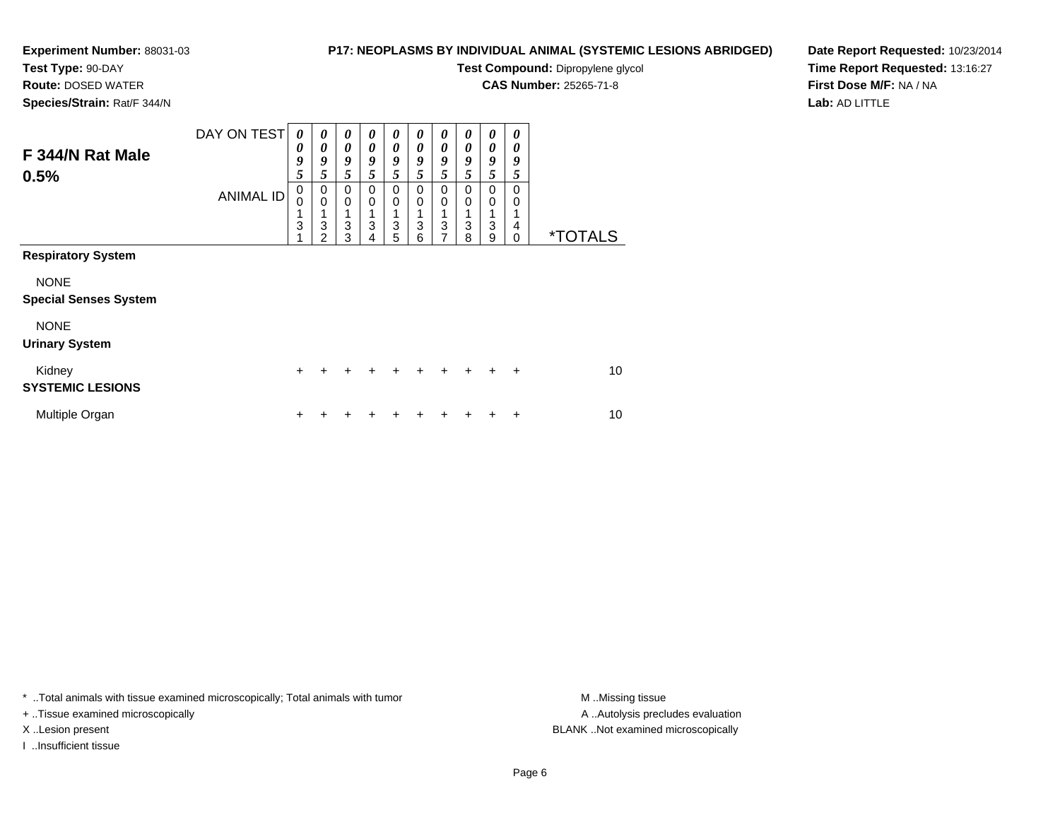**Experiment Number:** 88031-03
**Test Type:** 90-DAY
**Route:** DOSED WATER
**Species/Strain:** Rat/F 344/N

**P17: NEOPLASMS BY INDIVIDUAL ANIMAL (SYSTEMIC LESIONS ABRIDGED)**
**Test Compound:** Dipropylene glycol
**CAS Number:** 25265-71-8

**Date Report Requested:** 10/23/2014
**Time Report Requested:** 13:16:27
**First Dose M/F:** NA / NA
**Lab:** AD LITTLE

## F 344/N Rat Male 0.5%

| DAY ON TEST | 0095 | 0095 | 0095 | 0095 | 0095 | 0095 | 0095 | 0095 | 0095 | 0095 | |
|---|---|---|---|---|---|---|---|---|---|---|---|
| ANIMAL ID | 00131 | 00132 | 00133 | 00134 | 00135 | 00136 | 00137 | 00138 | 00139 | 00140 | *TOTALS |
| **Respiratory System** | | | | | | | | | | | |
| NONE | | | | | | | | | | | |
| **Special Senses System** | | | | | | | | | | | |
| NONE | | | | | | | | | | | |
| **Urinary System** | | | | | | | | | | | |
| Kidney | + | + | + | + | + | + | + | + | + | + | 10 |
| **SYSTEMIC LESIONS** | | | | | | | | | | | |
| Multiple Organ | + | + | + | + | + | + | + | + | + | + | 10 |

* ..Total animals with tissue examined microscopically; Total animals with tumor
+ ..Tissue examined microscopically
X ..Lesion present
I ..Insufficient tissue

M ..Missing tissue
A ..Autolysis precludes evaluation
BLANK ..Not examined microscopically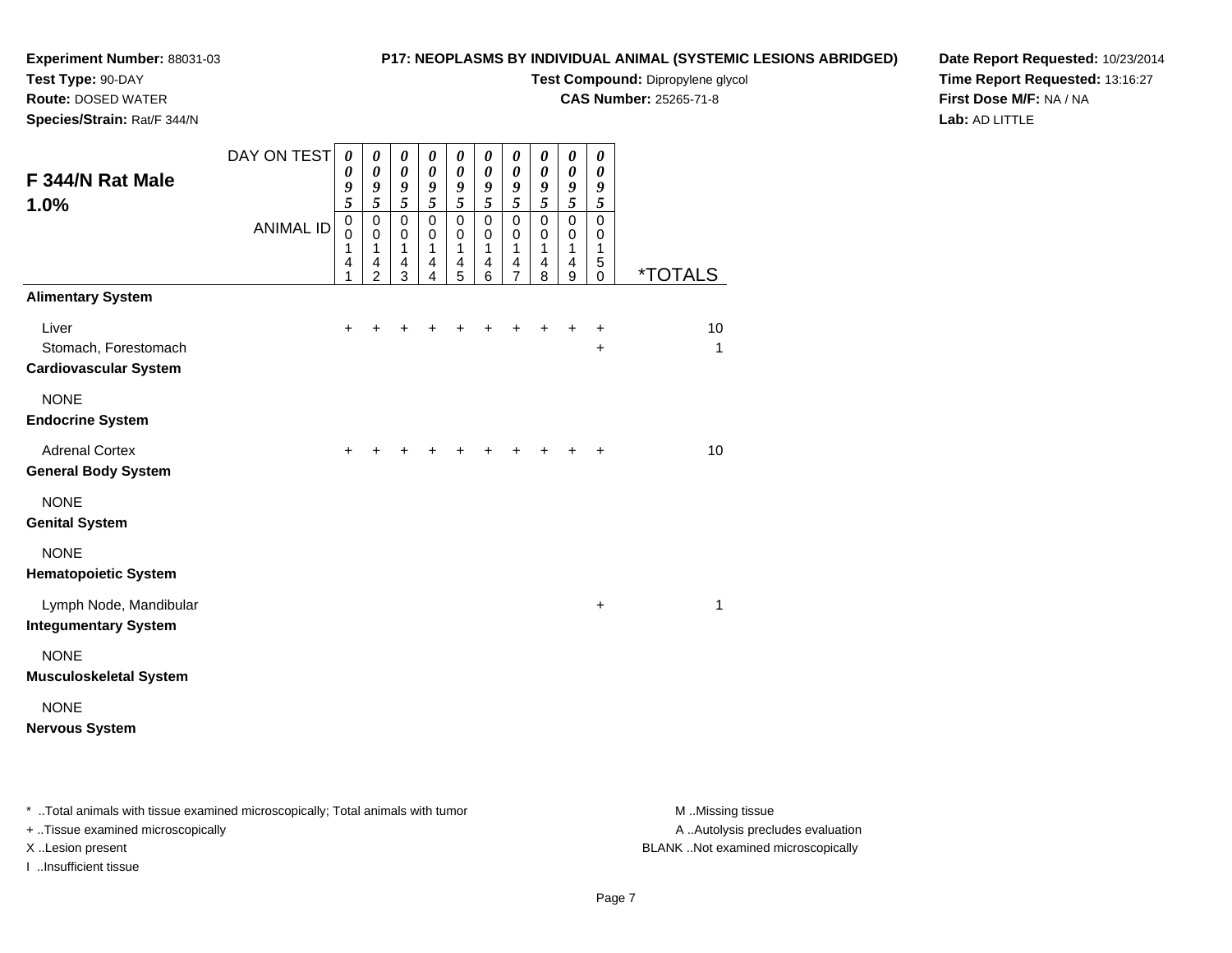**Experiment Number:** 88031-03
**Test Type:** 90-DAY
**Route:** DOSED WATER
**Species/Strain:** Rat/F 344/N

**P17: NEOPLASMS BY INDIVIDUAL ANIMAL (SYSTEMIC LESIONS ABRIDGED)**
**Test Compound:** Dipropylene glycol
**CAS Number:** 25265-71-8

**Date Report Requested:** 10/23/2014
**Time Report Requested:** 13:16:27
**First Dose M/F:** NA / NA
**Lab:** AD LITTLE

## F 344/N Rat Male 1.0%

| DAY ON TEST | 0095 | 0095 | 0095 | 0095 | 0095 | 0095 | 0095 | 0095 | 0095 | 0095 | |
|---|---|---|---|---|---|---|---|---|---|---|---|
| ANIMAL ID | 00141 | 00142 | 00143 | 00144 | 00145 | 00146 | 00147 | 00148 | 00149 | 00150 | *TOTALS |
| **Alimentary System** | | | | | | | | | | | |
| Liver | + | + | + | + | + | + | + | + | + | + | 10 |
| Stomach, Forestomach | | | | | | | | | | + | 1 |
| **Cardiovascular System** | | | | | | | | | | | |
| NONE | | | | | | | | | | | |
| **Endocrine System** | | | | | | | | | | | |
| Adrenal Cortex | + | + | + | + | + | + | + | + | + | + | 10 |
| **General Body System** | | | | | | | | | | | |
| NONE | | | | | | | | | | | |
| **Genital System** | | | | | | | | | | | |
| NONE | | | | | | | | | | | |
| **Hematopoietic System** | | | | | | | | | | | |
| Lymph Node, Mandibular | | | | | | | | | | + | 1 |
| **Integumentary System** | | | | | | | | | | | |
| NONE | | | | | | | | | | | |
| **Musculoskeletal System** | | | | | | | | | | | |
| NONE | | | | | | | | | | | |
| **Nervous System** | | | | | | | | | | | |

* ..Total animals with tissue examined microscopically; Total animals with tumor
+ ..Tissue examined microscopically
X ..Lesion present
I ..Insufficient tissue

M ..Missing tissue
A ..Autolysis precludes evaluation
BLANK ..Not examined microscopically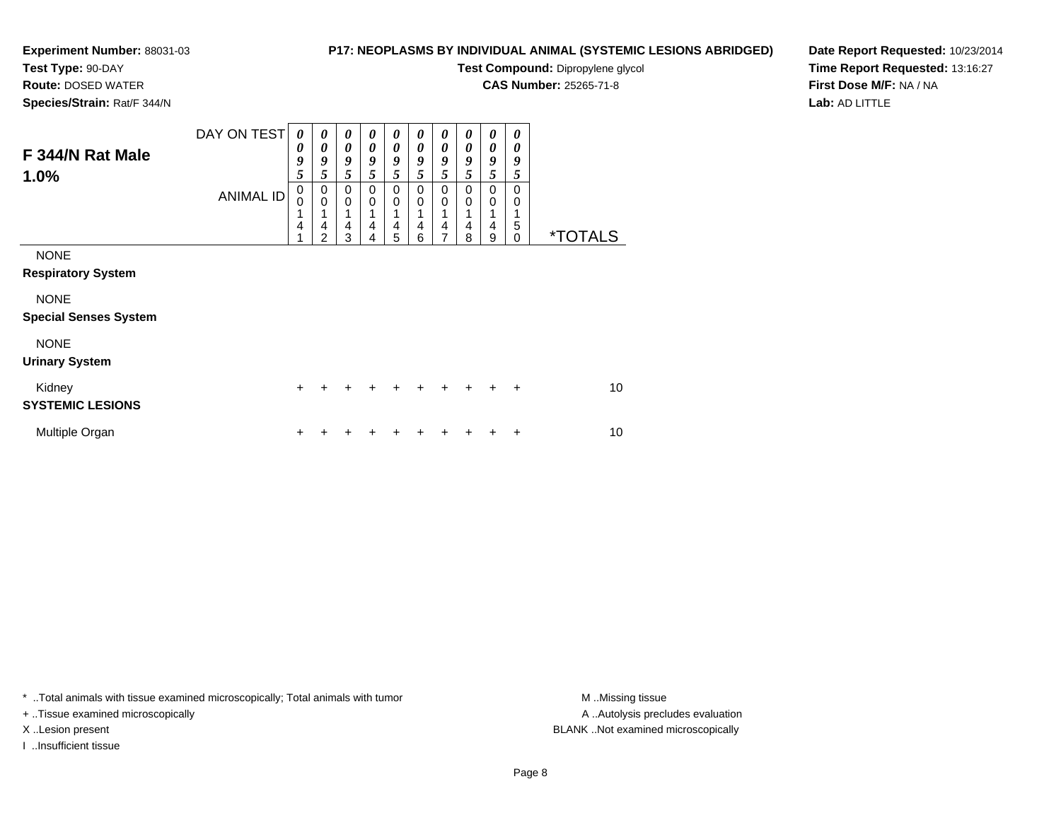**Experiment Number:** 88031-03
**Test Type:** 90-DAY
**Route:** DOSED WATER
**Species/Strain:** Rat/F 344/N

**P17: NEOPLASMS BY INDIVIDUAL ANIMAL (SYSTEMIC LESIONS ABRIDGED)**
**Test Compound:** Dipropylene glycol
**CAS Number:** 25265-71-8

**Date Report Requested:** 10/23/2014
**Time Report Requested:** 13:16:27
**First Dose M/F:** NA / NA
**Lab:** AD LITTLE

## F 344/N Rat Male 1.0%

| DAY ON TEST | 0095 | 0095 | 0095 | 0095 | 0095 | 0095 | 0095 | 0095 | 0095 | 0095 | |
|---|---|---|---|---|---|---|---|---|---|---|---|
| ANIMAL ID | 00141 | 00142 | 00143 | 00144 | 00145 | 00146 | 00147 | 00148 | 00149 | 00150 | *TOTALS |
| NONE | | | | | | | | | | | |
| **Respiratory System** | | | | | | | | | | | |
| NONE | | | | | | | | | | | |
| **Special Senses System** | | | | | | | | | | | |
| NONE | | | | | | | | | | | |
| **Urinary System** | | | | | | | | | | | |
| Kidney | + | + | + | + | + | + | + | + | + | + | 10 |
| **SYSTEMIC LESIONS** | | | | | | | | | | | |
| Multiple Organ | + | + | + | + | + | + | + | + | + | + | 10 |

\* ..Total animals with tissue examined microscopically; Total animals with tumor
+ ..Tissue examined microscopically
X ..Lesion present
I ..Insufficient tissue

M ..Missing tissue
A ..Autolysis precludes evaluation
BLANK ..Not examined microscopically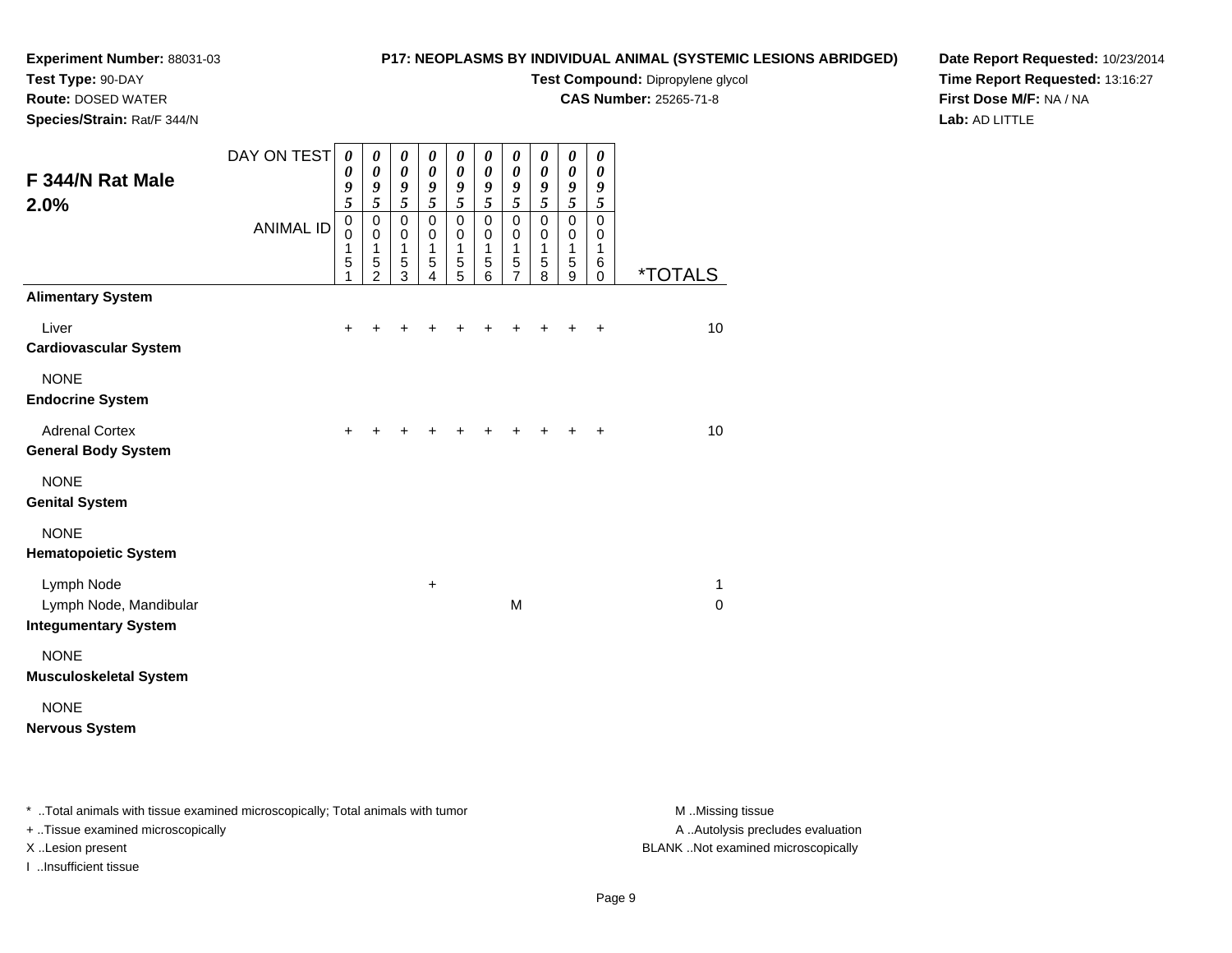**Experiment Number:** 88031-03
**Test Type:** 90-DAY
**Route:** DOSED WATER
**Species/Strain:** Rat/F 344/N

**P17: NEOPLASMS BY INDIVIDUAL ANIMAL (SYSTEMIC LESIONS ABRIDGED)**
**Test Compound:** Dipropylene glycol
**CAS Number:** 25265-71-8

**Date Report Requested:** 10/23/2014
**Time Report Requested:** 13:16:27
**First Dose M/F:** NA / NA
**Lab:** AD LITTLE

## F 344/N Rat Male 2.0%

| DAY ON TEST | 0095 | 0095 | 0095 | 0095 | 0095 | 0095 | 0095 | 0095 | 0095 | 0095 | |
|---|---|---|---|---|---|---|---|---|---|---|---|
| ANIMAL ID | 00151 | 00152 | 00153 | 00154 | 00155 | 00156 | 00157 | 00158 | 00159 | 00160 | *TOTALS |
| **Alimentary System** | | | | | | | | | | | |
| Liver | + | + | + | + | + | + | + | + | + | + | 10 |
| **Cardiovascular System** | | | | | | | | | | | |
| NONE | | | | | | | | | | | |
| **Endocrine System** | | | | | | | | | | | |
| Adrenal Cortex | + | + | + | + | + | + | + | + | + | + | 10 |
| **General Body System** | | | | | | | | | | | |
| NONE | | | | | | | | | | | |
| **Genital System** | | | | | | | | | | | |
| NONE | | | | | | | | | | | |
| **Hematopoietic System** | | | | | | | | | | | |
| Lymph Node | | | | + | | | | | | | 1 |
| Lymph Node, Mandibular | | | | | | | M | | | | 0 |
| **Integumentary System** | | | | | | | | | | | |
| NONE | | | | | | | | | | | |
| **Musculoskeletal System** | | | | | | | | | | | |
| NONE | | | | | | | | | | | |
| **Nervous System** | | | | | | | | | | | |

* ..Total animals with tissue examined microscopically; Total animals with tumor
+ ..Tissue examined microscopically
X ..Lesion present
I ..Insufficient tissue

M ..Missing tissue
A ..Autolysis precludes evaluation
BLANK ..Not examined microscopically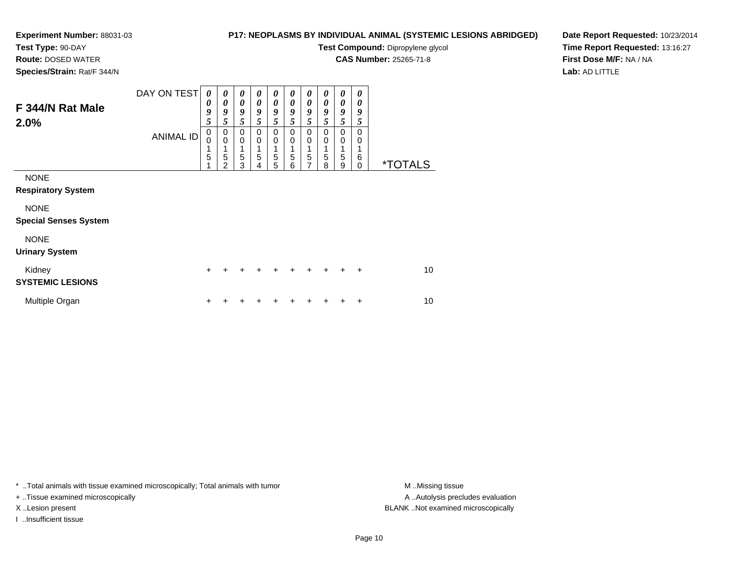**Experiment Number:** 88031-03
**Test Type:** 90-DAY
**Route:** DOSED WATER
**Species/Strain:** Rat/F 344/N

**P17: NEOPLASMS BY INDIVIDUAL ANIMAL (SYSTEMIC LESIONS ABRIDGED)**
**Test Compound:** Dipropylene glycol
**CAS Number:** 25265-71-8

**Date Report Requested:** 10/23/2014
**Time Report Requested:** 13:16:27
**First Dose M/F:** NA / NA
**Lab:** AD LITTLE

## F 344/N Rat Male 2.0%

| DAY ON TEST | 0095 | 0095 | 0095 | 0095 | 0095 | 0095 | 0095 | 0095 | 0095 | 0095 | |
|---|---|---|---|---|---|---|---|---|---|---|---|
| ANIMAL ID | 00151 | 00152 | 00153 | 00154 | 00155 | 00156 | 00157 | 00158 | 00159 | 00160 | *TOTALS |
| NONE | | | | | | | | | | | |
| **Respiratory System** | | | | | | | | | | | |
| NONE | | | | | | | | | | | |
| **Special Senses System** | | | | | | | | | | | |
| NONE | | | | | | | | | | | |
| **Urinary System** | | | | | | | | | | | |
| Kidney | + | + | + | + | + | + | + | + | + | + | 10 |
| **SYSTEMIC LESIONS** | | | | | | | | | | | |
| Multiple Organ | + | + | + | + | + | + | + | + | + | + | 10 |

* ..Total animals with tissue examined microscopically; Total animals with tumor
+ ..Tissue examined microscopically
X ..Lesion present
I ..Insufficient tissue

M ..Missing tissue
A ..Autolysis precludes evaluation
BLANK ..Not examined microscopically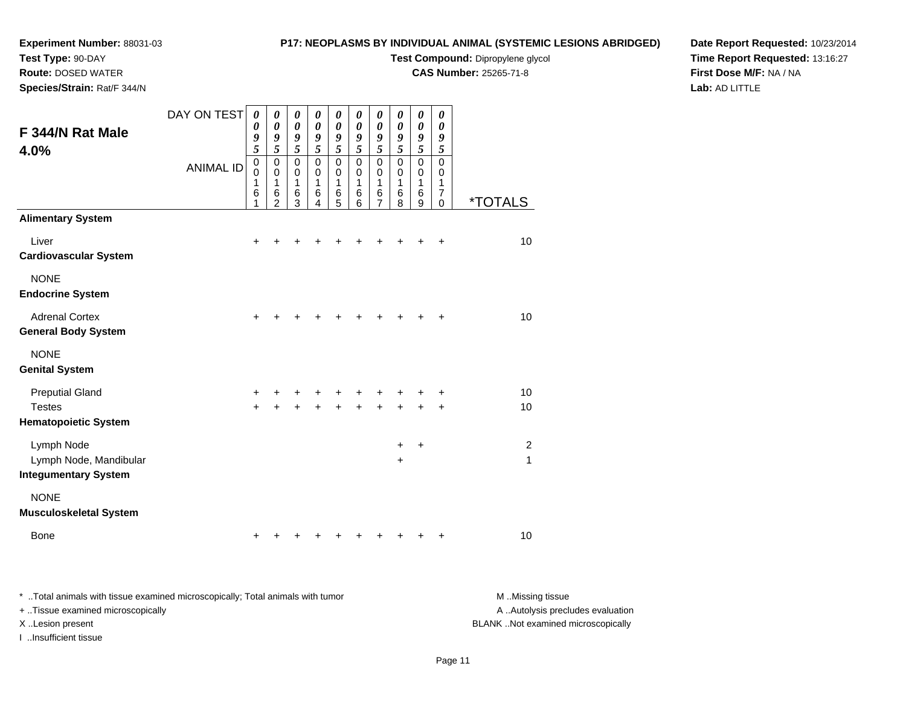**Experiment Number:** 88031-03
**Test Type:** 90-DAY
**Route:** DOSED WATER
**Species/Strain:** Rat/F 344/N

**P17: NEOPLASMS BY INDIVIDUAL ANIMAL (SYSTEMIC LESIONS ABRIDGED)**
**Test Compound:** Dipropylene glycol
**CAS Number:** 25265-71-8

**Date Report Requested:** 10/23/2014
**Time Report Requested:** 13:16:27
**First Dose M/F:** NA / NA
**Lab:** AD LITTLE

## F 344/N Rat Male 4.0%

| DAY ON TEST | 0095 | 0095 | 0095 | 0095 | 0095 | 0095 | 0095 | 0095 | 0095 | 0095 | |
|---|---|---|---|---|---|---|---|---|---|---|---|
| ANIMAL ID | 00161 | 00162 | 00163 | 00164 | 00165 | 00166 | 00167 | 00168 | 00169 | 00170 | *TOTALS |
| **Alimentary System** | | | | | | | | | | | |
| Liver | + | + | + | + | + | + | + | + | + | + | 10 |
| **Cardiovascular System** | | | | | | | | | | | |
| NONE | | | | | | | | | | | |
| **Endocrine System** | | | | | | | | | | | |
| Adrenal Cortex | + | + | + | + | + | + | + | + | + | + | 10 |
| **General Body System** | | | | | | | | | | | |
| NONE | | | | | | | | | | | |
| **Genital System** | | | | | | | | | | | |
| Preputial Gland | + | + | + | + | + | + | + | + | + | + | 10 |
| Testes | + | + | + | + | + | + | + | + | + | + | 10 |
| **Hematopoietic System** | | | | | | | | | | | |
| Lymph Node | | | | | | | | + | + | | 2 |
| Lymph Node, Mandibular | | | | | | | | + | | | 1 |
| **Integumentary System** | | | | | | | | | | | |
| NONE | | | | | | | | | | | |
| **Musculoskeletal System** | | | | | | | | | | | |
| Bone | + | + | + | + | + | + | + | + | + | + | 10 |

* ..Total animals with tissue examined microscopically; Total animals with tumor
+ ..Tissue examined microscopically
X ..Lesion present
I ..Insufficient tissue

M ..Missing tissue
A ..Autolysis precludes evaluation
BLANK ..Not examined microscopically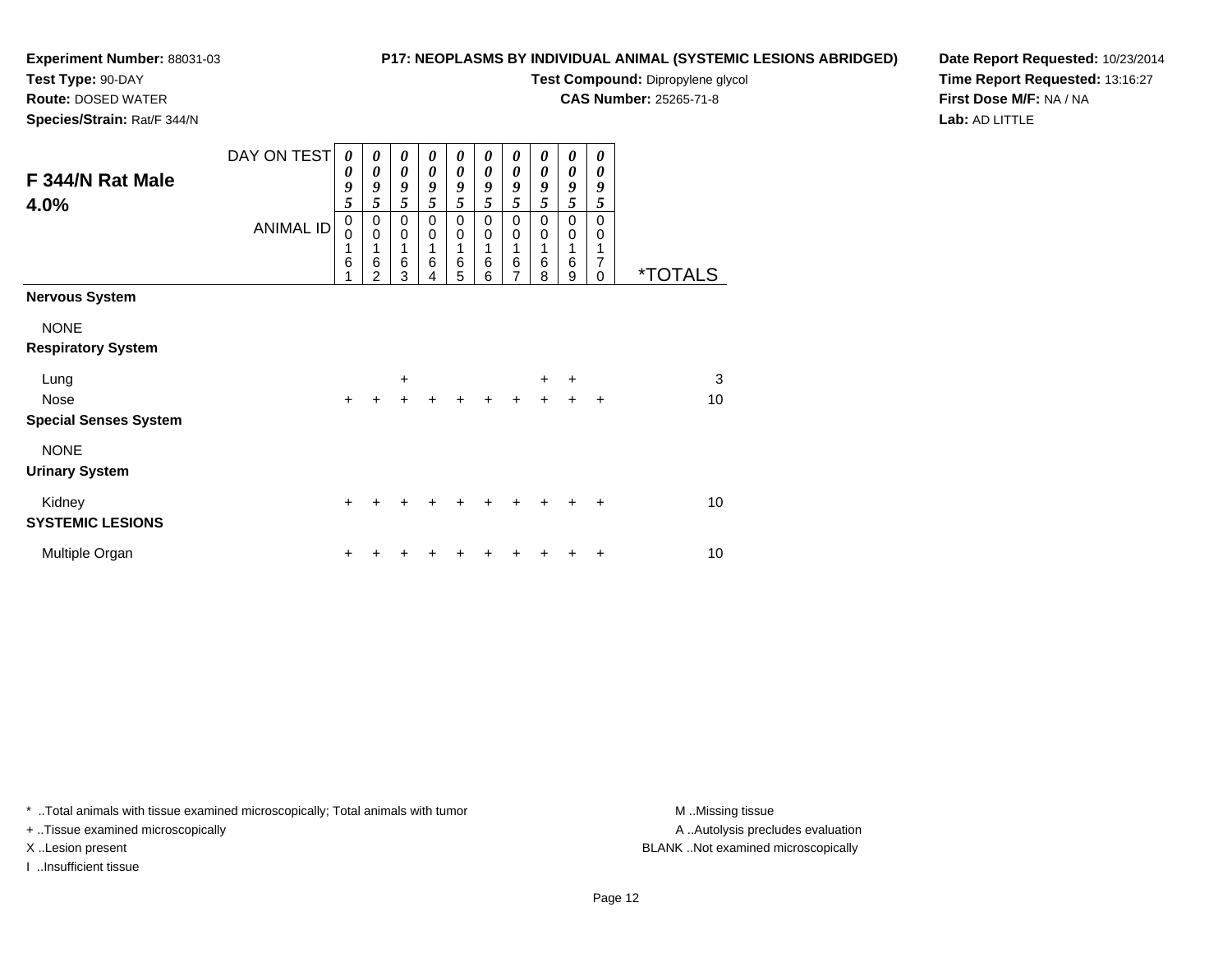**Experiment Number:** 88031-03
**Test Type:** 90-DAY
**Route:** DOSED WATER
**Species/Strain:** Rat/F 344/N

**P17: NEOPLASMS BY INDIVIDUAL ANIMAL (SYSTEMIC LESIONS ABRIDGED)**
**Test Compound:** Dipropylene glycol
**CAS Number:** 25265-71-8

**Date Report Requested:** 10/23/2014
**Time Report Requested:** 13:16:27
**First Dose M/F:** NA / NA
**Lab:** AD LITTLE

## F 344/N Rat Male 4.0%

| DAY ON TEST | 0095 | 0095 | 0095 | 0095 | 0095 | 0095 | 0095 | 0095 | 0095 | 0095 | |
|---|---|---|---|---|---|---|---|---|---|---|---|
| **ANIMAL ID** | 00161 | 00162 | 00163 | 00164 | 00165 | 00166 | 00167 | 00168 | 00169 | 00170 | ***TOTALS** |
| **Nervous System** | | | | | | | | | | | |
| NONE | | | | | | | | | | | |
| **Respiratory System** | | | | | | | | | | | |
| Lung | | | + | | | | | + | + | | 3 |
| Nose | + | + | + | + | + | + | + | + | + | + | 10 |
| **Special Senses System** | | | | | | | | | | | |
| NONE | | | | | | | | | | | |
| **Urinary System** | | | | | | | | | | | |
| Kidney | + | + | + | + | + | + | + | + | + | + | 10 |
| **SYSTEMIC LESIONS** | | | | | | | | | | | |
| Multiple Organ | + | + | + | + | + | + | + | + | + | + | 10 |

* ..Total animals with tissue examined microscopically; Total animals with tumor
+ ..Tissue examined microscopically
X ..Lesion present
I ..Insufficient tissue

M ..Missing tissue
A ..Autolysis precludes evaluation
BLANK ..Not examined microscopically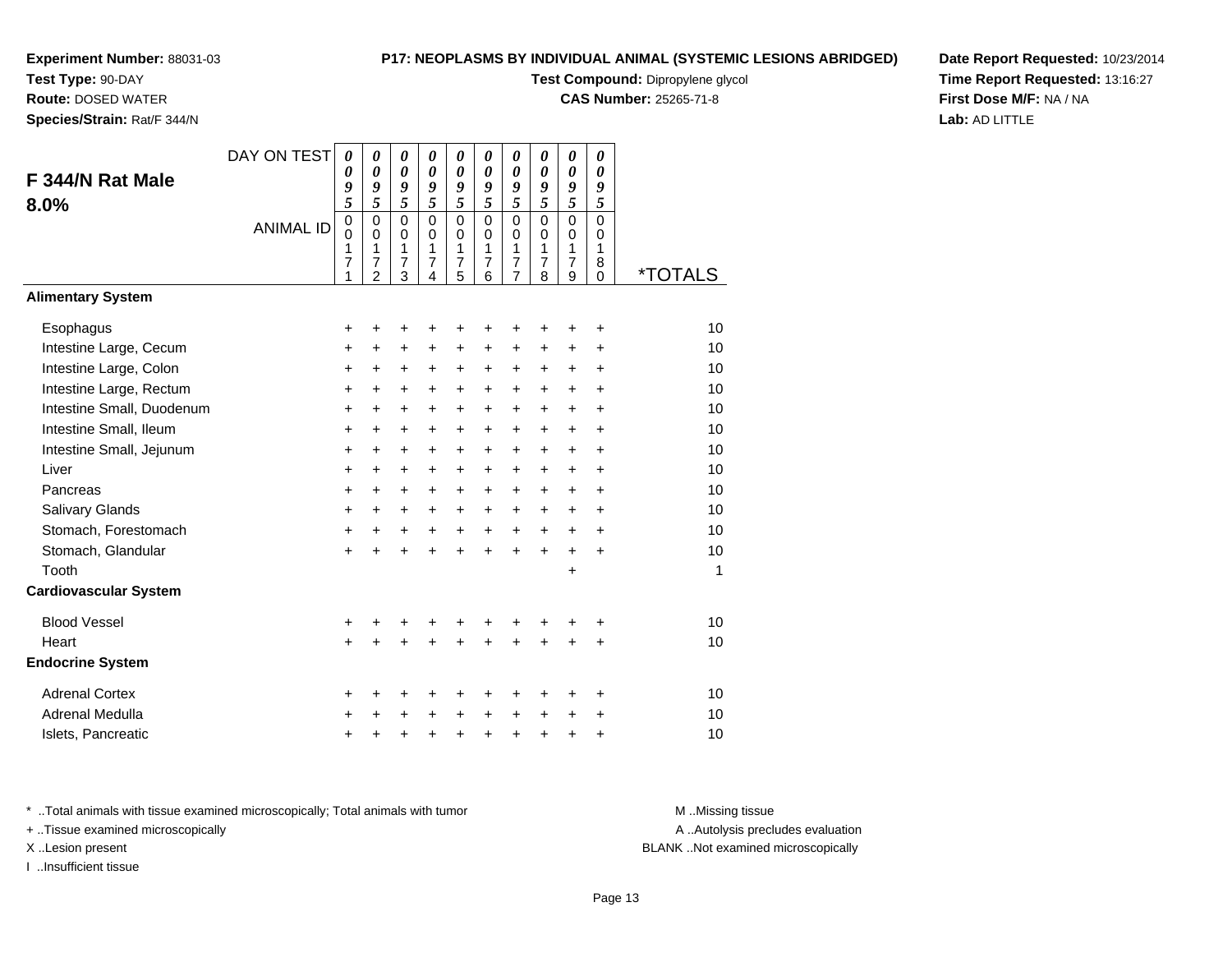**Experiment Number:** 88031-03
**Test Type:** 90-DAY
**Route:** DOSED WATER
**Species/Strain:** Rat/F 344/N

**P17: NEOPLASMS BY INDIVIDUAL ANIMAL (SYSTEMIC LESIONS ABRIDGED)**
**Test Compound:** Dipropylene glycol
**CAS Number:** 25265-71-8

**Date Report Requested:** 10/23/2014
**Time Report Requested:** 13:16:27
**First Dose M/F:** NA / NA
**Lab:** AD LITTLE

## F 344/N Rat Male 8.0%

| DAY ON TEST | 0095 | 0095 | 0095 | 0095 | 0095 | 0095 | 0095 | 0095 | 0095 | 0095 | |
|---|---|---|---|---|---|---|---|---|---|---|---|
| ANIMAL ID | 00171 | 00172 | 00173 | 00174 | 00175 | 00176 | 00177 | 00178 | 00179 | 00180 | *TOTALS |
| **Alimentary System** | | | | | | | | | | | |
| Esophagus | + | + | + | + | + | + | + | + | + | + | 10 |
| Intestine Large, Cecum | + | + | + | + | + | + | + | + | + | + | 10 |
| Intestine Large, Colon | + | + | + | + | + | + | + | + | + | + | 10 |
| Intestine Large, Rectum | + | + | + | + | + | + | + | + | + | + | 10 |
| Intestine Small, Duodenum | + | + | + | + | + | + | + | + | + | + | 10 |
| Intestine Small, Ileum | + | + | + | + | + | + | + | + | + | + | 10 |
| Intestine Small, Jejunum | + | + | + | + | + | + | + | + | + | + | 10 |
| Liver | + | + | + | + | + | + | + | + | + | + | 10 |
| Pancreas | + | + | + | + | + | + | + | + | + | + | 10 |
| Salivary Glands | + | + | + | + | + | + | + | + | + | + | 10 |
| Stomach, Forestomach | + | + | + | + | + | + | + | + | + | + | 10 |
| Stomach, Glandular | + | + | + | + | + | + | + | + | + | + | 10 |
| Tooth | | | | | | | | | + | | 1 |
| **Cardiovascular System** | | | | | | | | | | | |
| Blood Vessel | + | + | + | + | + | + | + | + | + | + | 10 |
| Heart | + | + | + | + | + | + | + | + | + | + | 10 |
| **Endocrine System** | | | | | | | | | | | |
| Adrenal Cortex | + | + | + | + | + | + | + | + | + | + | 10 |
| Adrenal Medulla | + | + | + | + | + | + | + | + | + | + | 10 |
| Islets, Pancreatic | + | + | + | + | + | + | + | + | + | + | 10 |

* ..Total animals with tissue examined microscopically; Total animals with tumor
+ ..Tissue examined microscopically
X ..Lesion present
I ..Insufficient tissue

M ..Missing tissue
A ..Autolysis precludes evaluation
BLANK ..Not examined microscopically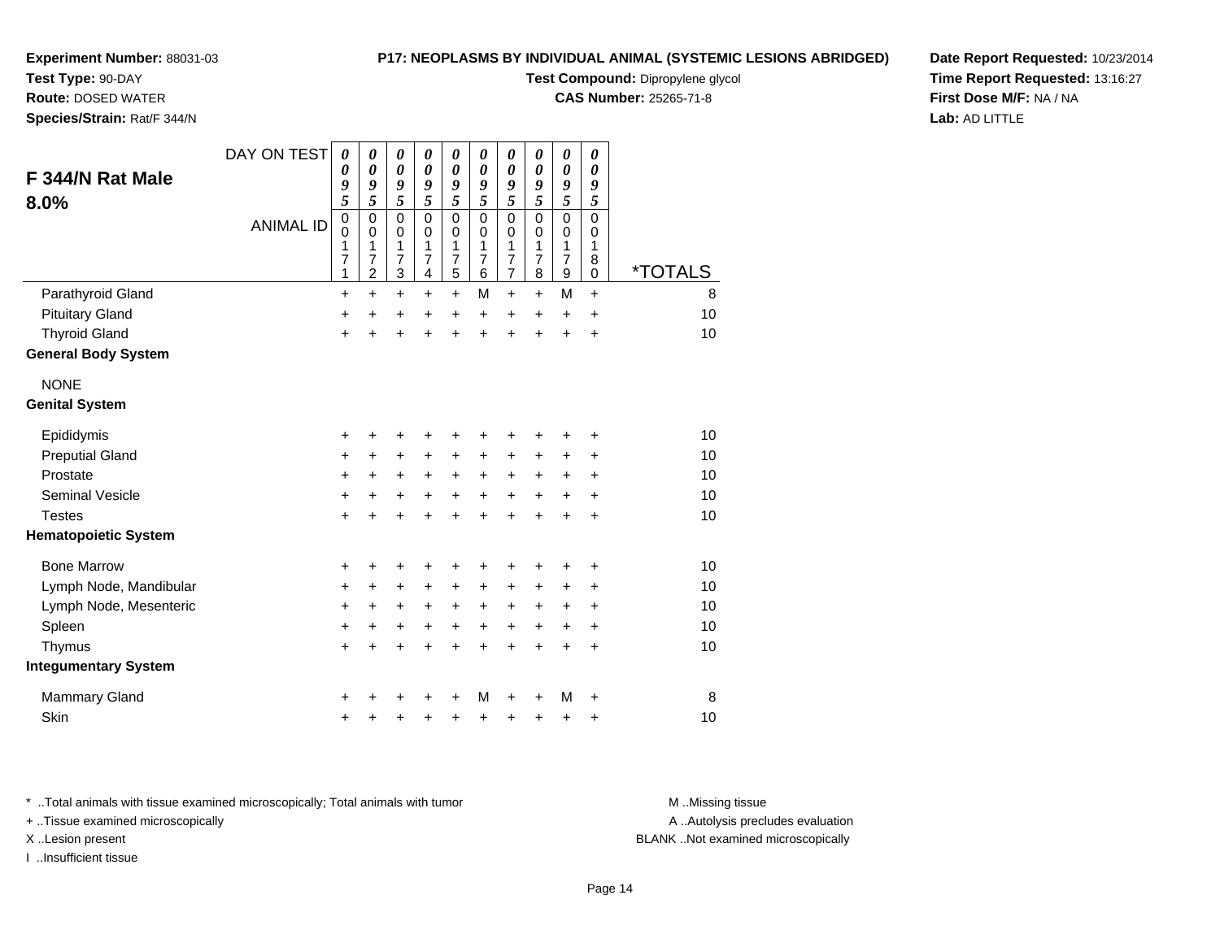**Experiment Number:** 88031-03
**Test Type:** 90-DAY
**Route:** DOSED WATER
**Species/Strain:** Rat/F 344/N

**P17: NEOPLASMS BY INDIVIDUAL ANIMAL (SYSTEMIC LESIONS ABRIDGED)**
**Test Compound:** Dipropylene glycol
**CAS Number:** 25265-71-8

**Date Report Requested:** 10/23/2014
**Time Report Requested:** 13:16:27
**First Dose M/F:** NA / NA
**Lab:** AD LITTLE

## F 344/N Rat Male 8.0%

| DAY ON TEST | 0095 | 0095 | 0095 | 0095 | 0095 | 0095 | 0095 | 0095 | 0095 | 0095 | |
|---|---|---|---|---|---|---|---|---|---|---|---|
| ANIMAL ID | 00171 | 00172 | 00173 | 00174 | 00175 | 00176 | 00177 | 00178 | 00179 | 00180 | *TOTALS |
| Parathyroid Gland | + | + | + | + | + | M | + | + | M | + | 8 |
| Pituitary Gland | + | + | + | + | + | + | + | + | + | + | 10 |
| Thyroid Gland | + | + | + | + | + | + | + | + | + | + | 10 |
| **General Body System** | | | | | | | | | | | |
| NONE | | | | | | | | | | | |
| **Genital System** | | | | | | | | | | | |
| Epididymis | + | + | + | + | + | + | + | + | + | + | 10 |
| Preputial Gland | + | + | + | + | + | + | + | + | + | + | 10 |
| Prostate | + | + | + | + | + | + | + | + | + | + | 10 |
| Seminal Vesicle | + | + | + | + | + | + | + | + | + | + | 10 |
| Testes | + | + | + | + | + | + | + | + | + | + | 10 |
| **Hematopoietic System** | | | | | | | | | | | |
| Bone Marrow | + | + | + | + | + | + | + | + | + | + | 10 |
| Lymph Node, Mandibular | + | + | + | + | + | + | + | + | + | + | 10 |
| Lymph Node, Mesenteric | + | + | + | + | + | + | + | + | + | + | 10 |
| Spleen | + | + | + | + | + | + | + | + | + | + | 10 |
| Thymus | + | + | + | + | + | + | + | + | + | + | 10 |
| **Integumentary System** | | | | | | | | | | | |
| Mammary Gland | + | + | + | + | + | M | + | + | M | + | 8 |
| Skin | + | + | + | + | + | + | + | + | + | + | 10 |

\* ..Total animals with tissue examined microscopically; Total animals with tumor
\+ ..Tissue examined microscopically
X ..Lesion present
I ..Insufficient tissue

M ..Missing tissue
A ..Autolysis precludes evaluation
BLANK ..Not examined microscopically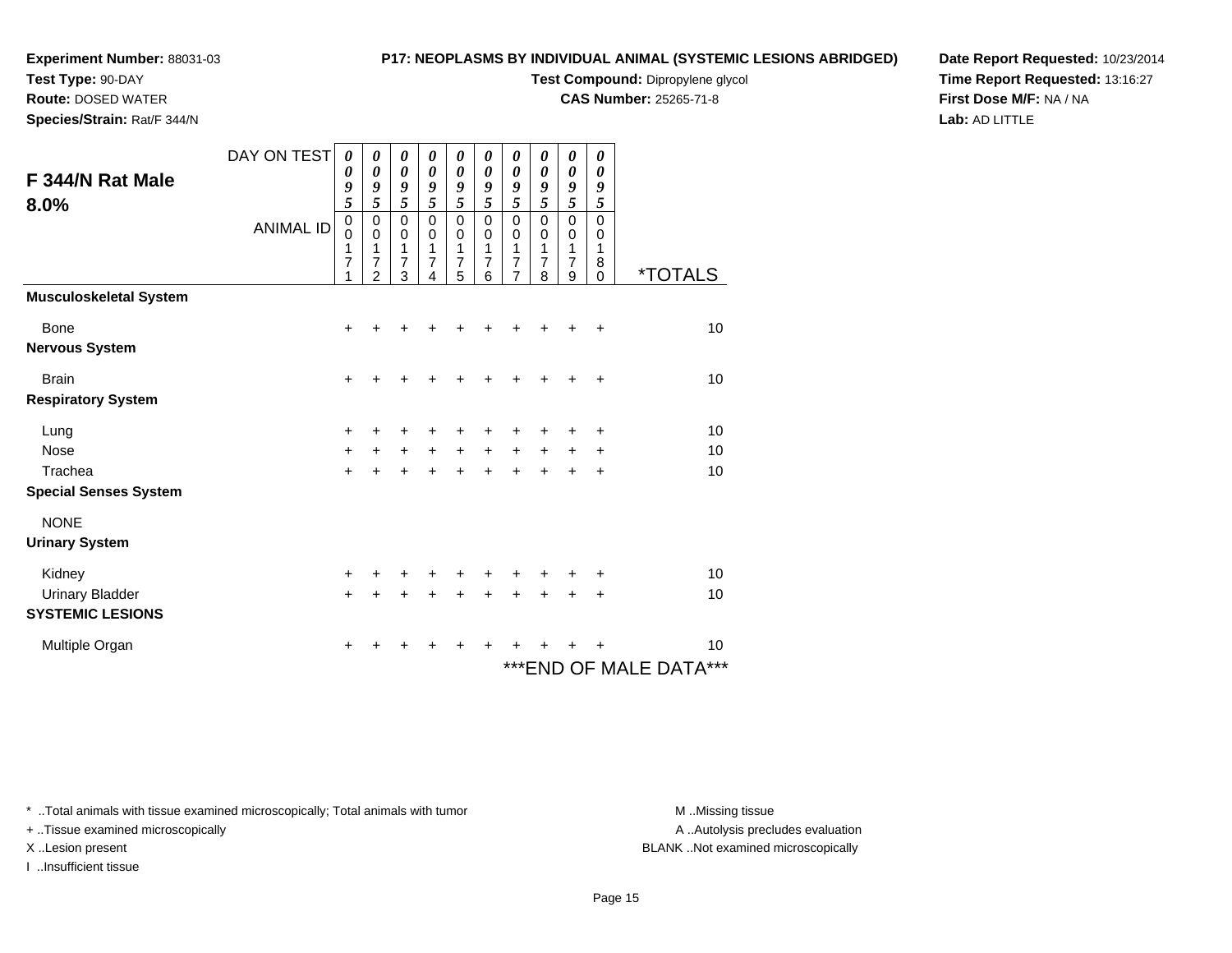**Experiment Number:** 88031-03
**Test Type:** 90-DAY
**Route:** DOSED WATER
**Species/Strain:** Rat/F 344/N

**P17: NEOPLASMS BY INDIVIDUAL ANIMAL (SYSTEMIC LESIONS ABRIDGED)**
**Test Compound:** Dipropylene glycol
**CAS Number:** 25265-71-8

**Date Report Requested:** 10/23/2014
**Time Report Requested:** 13:16:27
**First Dose M/F:** NA / NA
**Lab:** AD LITTLE

## F 344/N Rat Male 8.0%

| DAY ON TEST | 0095 | 0095 | 0095 | 0095 | 0095 | 0095 | 0095 | 0095 | 0095 | 0095 | |
|---|---|---|---|---|---|---|---|---|---|---|---|
| **ANIMAL ID** | 00171 | 00172 | 00173 | 00174 | 00175 | 00176 | 00177 | 00178 | 00179 | 00180 | ***TOTALS** |
| **Musculoskeletal System** | | | | | | | | | | | |
| Bone | + | + | + | + | + | + | + | + | + | + | 10 |
| **Nervous System** | | | | | | | | | | | |
| Brain | + | + | + | + | + | + | + | + | + | + | 10 |
| **Respiratory System** | | | | | | | | | | | |
| Lung | + | + | + | + | + | + | + | + | + | + | 10 |
| Nose | + | + | + | + | + | + | + | + | + | + | 10 |
| Trachea | + | + | + | + | + | + | + | + | + | + | 10 |
| **Special Senses System** | | | | | | | | | | | |
| NONE | | | | | | | | | | | |
| **Urinary System** | | | | | | | | | | | |
| Kidney | + | + | + | + | + | + | + | + | + | + | 10 |
| Urinary Bladder | + | + | + | + | + | + | + | + | + | + | 10 |
| **SYSTEMIC LESIONS** | | | | | | | | | | | |
| Multiple Organ | + | + | + | + | + | + | + | + | + | + | 10 |

***END OF MALE DATA***

* ..Total animals with tissue examined microscopically; Total animals with tumor
+ ..Tissue examined microscopically
X ..Lesion present
I ..Insufficient tissue

M ..Missing tissue
A ..Autolysis precludes evaluation
BLANK ..Not examined microscopically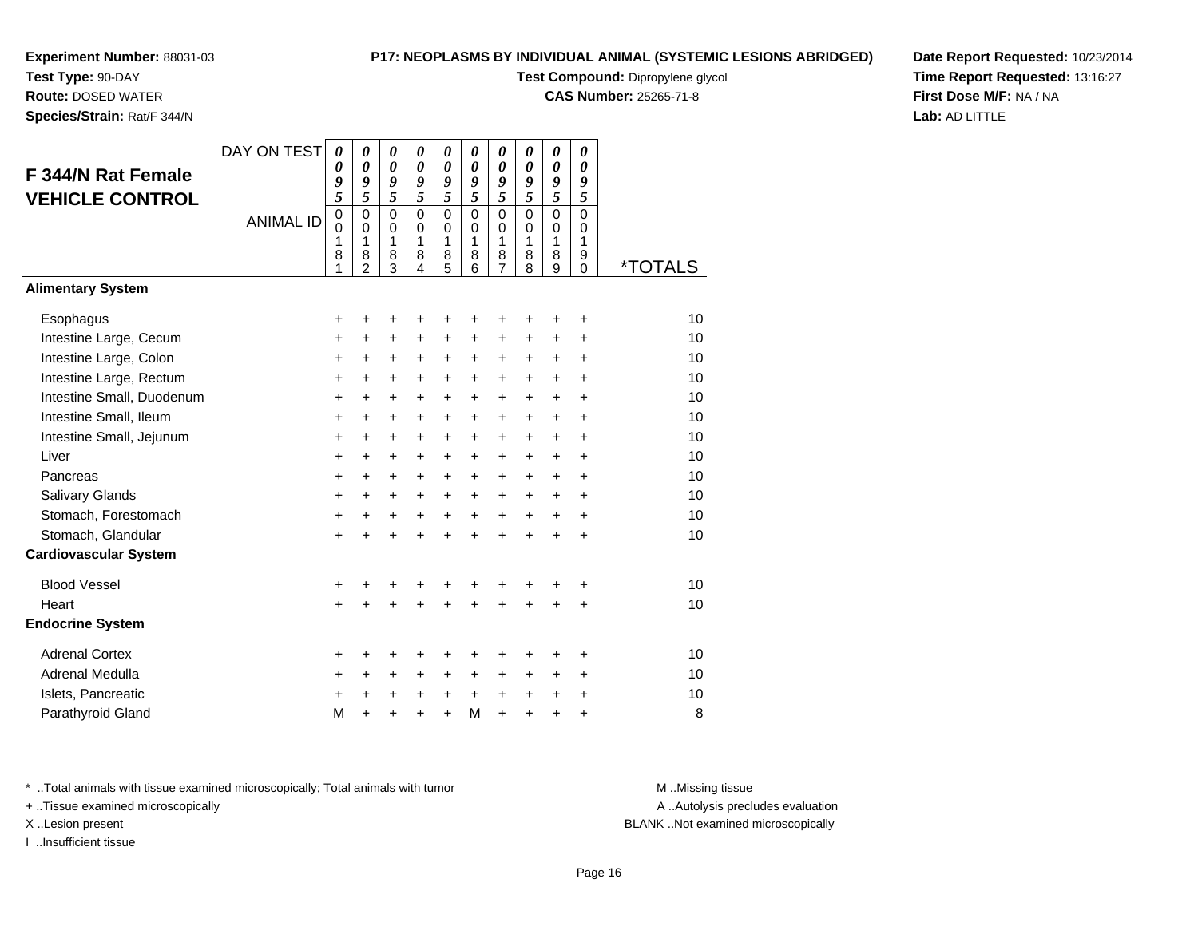**Experiment Number:** 88031-03
**Test Type:** 90-DAY
**Route:** DOSED WATER
**Species/Strain:** Rat/F 344/N

**P17: NEOPLASMS BY INDIVIDUAL ANIMAL (SYSTEMIC LESIONS ABRIDGED)**
**Test Compound:** Dipropylene glycol
**CAS Number:** 25265-71-8

**Date Report Requested:** 10/23/2014
**Time Report Requested:** 13:16:27
**First Dose M/F:** NA / NA
**Lab:** AD LITTLE

## F 344/N Rat Female VEHICLE CONTROL

| DAY ON TEST | 0095 | 0095 | 0095 | 0095 | 0095 | 0095 | 0095 | 0095 | 0095 | 0095 | |
|---|---|---|---|---|---|---|---|---|---|---|---|
| ANIMAL ID | 00181 | 00182 | 00183 | 00184 | 00185 | 00186 | 00187 | 00188 | 00189 | 00190 | *TOTALS |
| **Alimentary System** | | | | | | | | | | | |
| Esophagus | + | + | + | + | + | + | + | + | + | + | 10 |
| Intestine Large, Cecum | + | + | + | + | + | + | + | + | + | + | 10 |
| Intestine Large, Colon | + | + | + | + | + | + | + | + | + | + | 10 |
| Intestine Large, Rectum | + | + | + | + | + | + | + | + | + | + | 10 |
| Intestine Small, Duodenum | + | + | + | + | + | + | + | + | + | + | 10 |
| Intestine Small, Ileum | + | + | + | + | + | + | + | + | + | + | 10 |
| Intestine Small, Jejunum | + | + | + | + | + | + | + | + | + | + | 10 |
| Liver | + | + | + | + | + | + | + | + | + | + | 10 |
| Pancreas | + | + | + | + | + | + | + | + | + | + | 10 |
| Salivary Glands | + | + | + | + | + | + | + | + | + | + | 10 |
| Stomach, Forestomach | + | + | + | + | + | + | + | + | + | + | 10 |
| Stomach, Glandular | + | + | + | + | + | + | + | + | + | + | 10 |
| **Cardiovascular System** | | | | | | | | | | | |
| Blood Vessel | + | + | + | + | + | + | + | + | + | + | 10 |
| Heart | + | + | + | + | + | + | + | + | + | + | 10 |
| **Endocrine System** | | | | | | | | | | | |
| Adrenal Cortex | + | + | + | + | + | + | + | + | + | + | 10 |
| Adrenal Medulla | + | + | + | + | + | + | + | + | + | + | 10 |
| Islets, Pancreatic | + | + | + | + | + | + | + | + | + | + | 10 |
| Parathyroid Gland | M | + | + | + | + | M | + | + | + | + | 8 |

* ..Total animals with tissue examined microscopically; Total animals with tumor
+ ..Tissue examined microscopically
X ..Lesion present
I ..Insufficient tissue

M ..Missing tissue
A ..Autolysis precludes evaluation
BLANK ..Not examined microscopically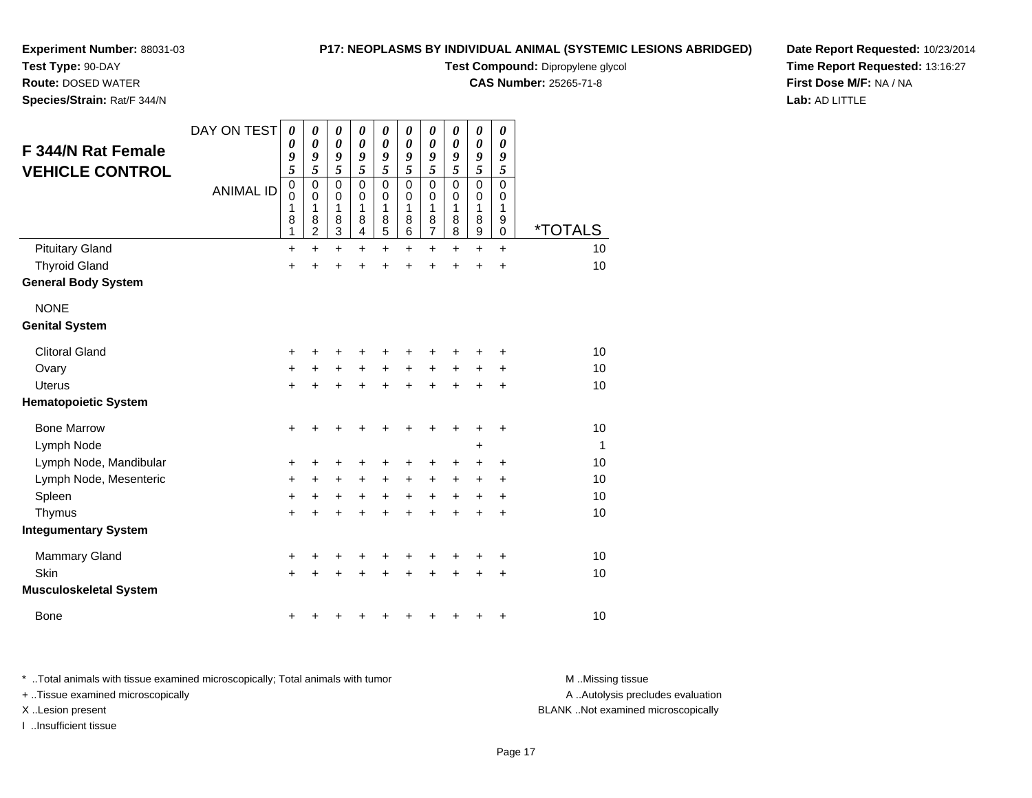**Experiment Number:** 88031-03
**Test Type:** 90-DAY
**Route:** DOSED WATER
**Species/Strain:** Rat/F 344/N

**P17: NEOPLASMS BY INDIVIDUAL ANIMAL (SYSTEMIC LESIONS ABRIDGED)**
**Test Compound:** Dipropylene glycol
**CAS Number:** 25265-71-8

**Date Report Requested:** 10/23/2014
**Time Report Requested:** 13:16:27
**First Dose M/F:** NA / NA
**Lab:** AD LITTLE

## F 344/N Rat Female VEHICLE CONTROL

| DAY ON TEST | 0095 | 0095 | 0095 | 0095 | 0095 | 0095 | 0095 | 0095 | 0095 | 0095 | |
|---|---|---|---|---|---|---|---|---|---|---|---|
| ANIMAL ID | 00181 | 00182 | 00183 | 00184 | 00185 | 00186 | 00187 | 00188 | 00189 | 00190 | *TOTALS |
| Pituitary Gland | + | + | + | + | + | + | + | + | + | + | 10 |
| Thyroid Gland | + | + | + | + | + | + | + | + | + | + | 10 |
| **General Body System** | | | | | | | | | | | |
| NONE | | | | | | | | | | | |
| **Genital System** | | | | | | | | | | | |
| Clitoral Gland | + | + | + | + | + | + | + | + | + | + | 10 |
| Ovary | + | + | + | + | + | + | + | + | + | + | 10 |
| Uterus | + | + | + | + | + | + | + | + | + | + | 10 |
| **Hematopoietic System** | | | | | | | | | | | |
| Bone Marrow | + | + | + | + | + | + | + | + | + | + | 10 |
| Lymph Node | | | | | | | | | + | | 1 |
| Lymph Node, Mandibular | + | + | + | + | + | + | + | + | + | + | 10 |
| Lymph Node, Mesenteric | + | + | + | + | + | + | + | + | + | + | 10 |
| Spleen | + | + | + | + | + | + | + | + | + | + | 10 |
| Thymus | + | + | + | + | + | + | + | + | + | + | 10 |
| **Integumentary System** | | | | | | | | | | | |
| Mammary Gland | + | + | + | + | + | + | + | + | + | + | 10 |
| Skin | + | + | + | + | + | + | + | + | + | + | 10 |
| **Musculoskeletal System** | | | | | | | | | | | |
| Bone | + | + | + | + | + | + | + | + | + | + | 10 |

* ..Total animals with tissue examined microscopically; Total animals with tumor
+ ..Tissue examined microscopically
X ..Lesion present
I ..Insufficient tissue

M ..Missing tissue
A ..Autolysis precludes evaluation
BLANK ..Not examined microscopically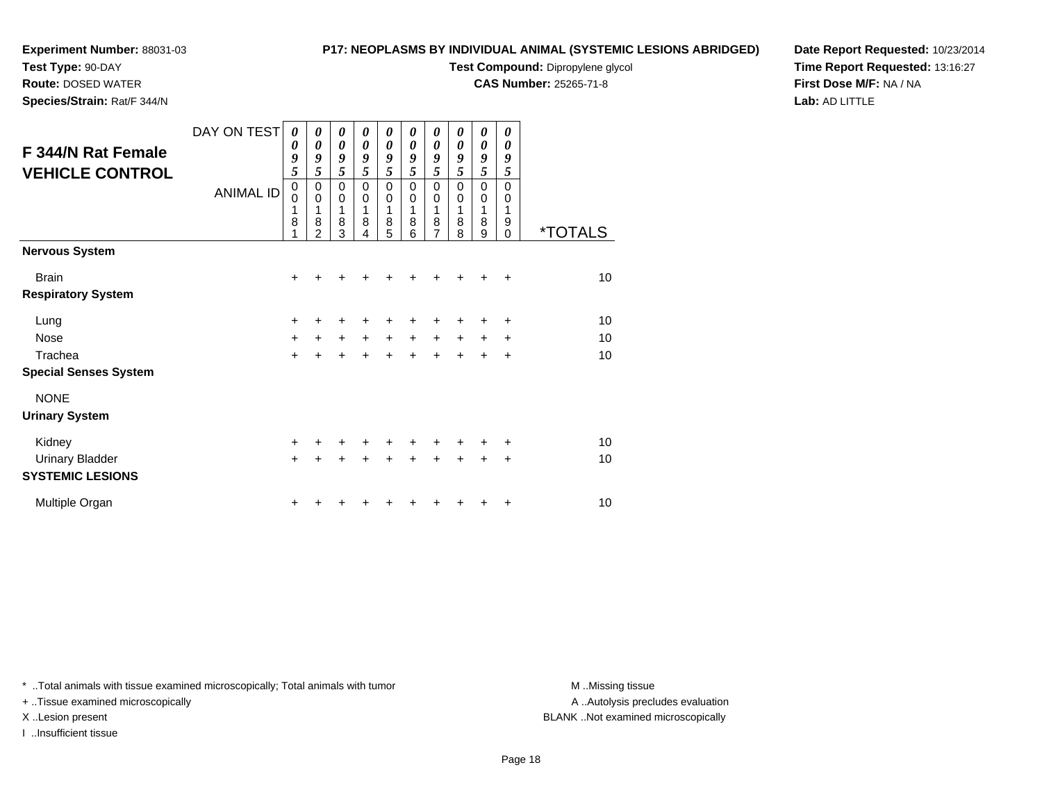**Experiment Number:** 88031-03
**Test Type:** 90-DAY
**Route:** DOSED WATER
**Species/Strain:** Rat/F 344/N

**P17: NEOPLASMS BY INDIVIDUAL ANIMAL (SYSTEMIC LESIONS ABRIDGED)**
**Test Compound:** Dipropylene glycol
**CAS Number:** 25265-71-8

**Date Report Requested:** 10/23/2014
**Time Report Requested:** 13:16:27
**First Dose M/F:** NA / NA
**Lab:** AD LITTLE

## F 344/N Rat Female VEHICLE CONTROL

| DAY ON TEST | 0095 | 0095 | 0095 | 0095 | 0095 | 0095 | 0095 | 0095 | 0095 | 0095 | |
|---|---|---|---|---|---|---|---|---|---|---|---|
| **ANIMAL ID** | 00181 | 00182 | 00183 | 00184 | 00185 | 00186 | 00187 | 00188 | 00189 | 00190 | ***TOTALS** |
| **Nervous System** | | | | | | | | | | | |
| Brain | + | + | + | + | + | + | + | + | + | + | 10 |
| **Respiratory System** | | | | | | | | | | | |
| Lung | + | + | + | + | + | + | + | + | + | + | 10 |
| Nose | + | + | + | + | + | + | + | + | + | + | 10 |
| Trachea | + | + | + | + | + | + | + | + | + | + | 10 |
| **Special Senses System** | | | | | | | | | | | |
| NONE | | | | | | | | | | | |
| **Urinary System** | | | | | | | | | | | |
| Kidney | + | + | + | + | + | + | + | + | + | + | 10 |
| Urinary Bladder | + | + | + | + | + | + | + | + | + | + | 10 |
| **SYSTEMIC LESIONS** | | | | | | | | | | | |
| Multiple Organ | + | + | + | + | + | + | + | + | + | + | 10 |

* ..Total animals with tissue examined microscopically; Total animals with tumor
+ ..Tissue examined microscopically
X ..Lesion present
I ..Insufficient tissue

M ..Missing tissue
A ..Autolysis precludes evaluation
BLANK ..Not examined microscopically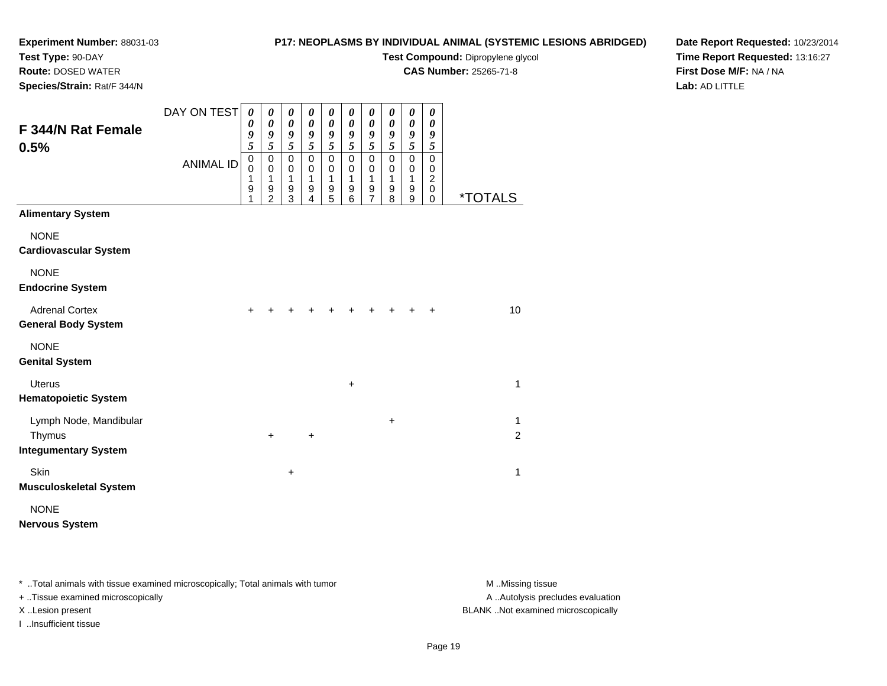**Experiment Number:** 88031-03
**Test Type:** 90-DAY
**Route:** DOSED WATER
**Species/Strain:** Rat/F 344/N

**P17: NEOPLASMS BY INDIVIDUAL ANIMAL (SYSTEMIC LESIONS ABRIDGED)**
**Test Compound:** Dipropylene glycol
**CAS Number:** 25265-71-8

**Date Report Requested:** 10/23/2014
**Time Report Requested:** 13:16:27
**First Dose M/F:** NA / NA
**Lab:** AD LITTLE

## F 344/N Rat Female 0.5%

| DAY ON TEST | 0095 | 0095 | 0095 | 0095 | 0095 | 0095 | 0095 | 0095 | 0095 | 0095 | |
|---|---|---|---|---|---|---|---|---|---|---|---|
| ANIMAL ID | 00191 | 00192 | 00193 | 00194 | 00195 | 00196 | 00197 | 00198 | 00199 | 00200 | *TOTALS |
| **Alimentary System** | | | | | | | | | | | |
| NONE | | | | | | | | | | | |
| **Cardiovascular System** | | | | | | | | | | | |
| NONE | | | | | | | | | | | |
| **Endocrine System** | | | | | | | | | | | |
| Adrenal Cortex | + | + | + | + | + | + | + | + | + | + | 10 |
| **General Body System** | | | | | | | | | | | |
| NONE | | | | | | | | | | | |
| **Genital System** | | | | | | | | | | | |
| Uterus | | | | | | + | | | | | 1 |
| **Hematopoietic System** | | | | | | | | | | | |
| Lymph Node, Mandibular | | | | | | | | + | | | 1 |
| Thymus | | + | | + | | | | | | | 2 |
| **Integumentary System** | | | | | | | | | | | |
| Skin | | | + | | | | | | | | 1 |
| **Musculoskeletal System** | | | | | | | | | | | |
| NONE | | | | | | | | | | | |
| **Nervous System** | | | | | | | | | | | |

* ..Total animals with tissue examined microscopically; Total animals with tumor
+ ..Tissue examined microscopically
X ..Lesion present
I ..Insufficient tissue

M ..Missing tissue
A ..Autolysis precludes evaluation
BLANK ..Not examined microscopically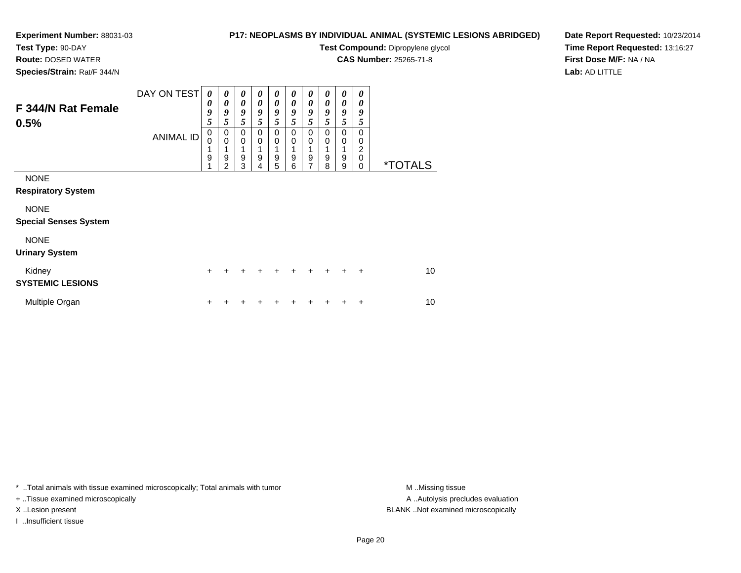**Experiment Number:** 88031-03
**Test Type:** 90-DAY
**Route:** DOSED WATER
**Species/Strain:** Rat/F 344/N

**P17: NEOPLASMS BY INDIVIDUAL ANIMAL (SYSTEMIC LESIONS ABRIDGED)**
**Test Compound:** Dipropylene glycol
**CAS Number:** 25265-71-8

**Date Report Requested:** 10/23/2014
**Time Report Requested:** 13:16:27
**First Dose M/F:** NA / NA
**Lab:** AD LITTLE

## F 344/N Rat Female 0.5%

| DAY ON TEST | 0095 | 0095 | 0095 | 0095 | 0095 | 0095 | 0095 | 0095 | 0095 | 0095 | |
|---|---|---|---|---|---|---|---|---|---|---|---|
| ANIMAL ID | 00191 | 00192 | 00193 | 00194 | 00195 | 00196 | 00197 | 00198 | 00199 | 00200 | *TOTALS |
| NONE | | | | | | | | | | | |
| **Respiratory System** | | | | | | | | | | | |
| NONE | | | | | | | | | | | |
| **Special Senses System** | | | | | | | | | | | |
| NONE | | | | | | | | | | | |
| **Urinary System** | | | | | | | | | | | |
| Kidney | + | + | + | + | + | + | + | + | + | + | 10 |
| **SYSTEMIC LESIONS** | | | | | | | | | | | |
| Multiple Organ | + | + | + | + | + | + | + | + | + | + | 10 |

* ..Total animals with tissue examined microscopically; Total animals with tumor
+ ..Tissue examined microscopically
X ..Lesion present
I ..Insufficient tissue

M ..Missing tissue
A ..Autolysis precludes evaluation
BLANK ..Not examined microscopically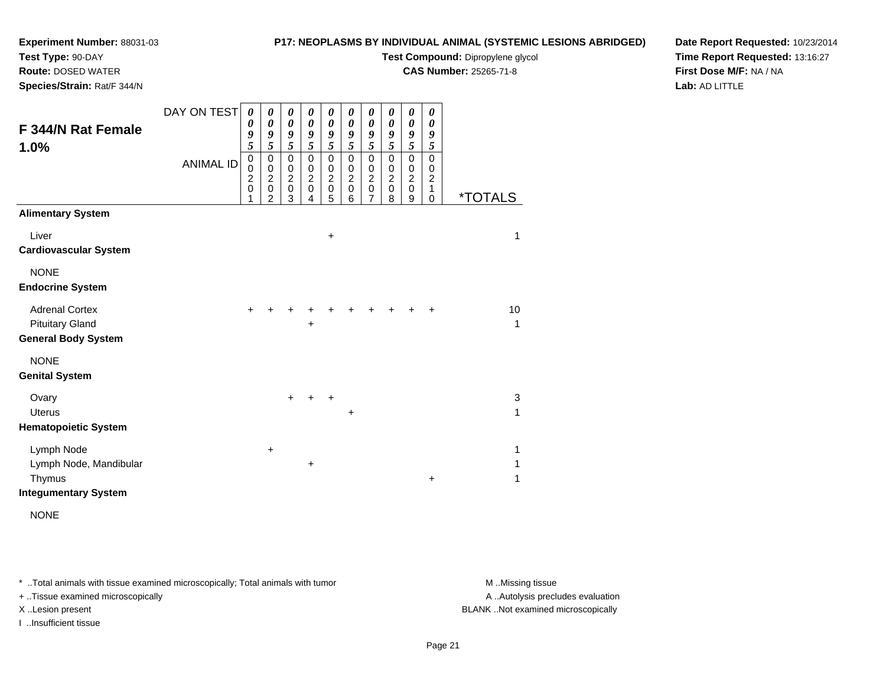**Experiment Number:** 88031-03
**Test Type:** 90-DAY
**Route:** DOSED WATER
**Species/Strain:** Rat/F 344/N

**P17: NEOPLASMS BY INDIVIDUAL ANIMAL (SYSTEMIC LESIONS ABRIDGED)**
**Test Compound:** Dipropylene glycol
**CAS Number:** 25265-71-8

**Date Report Requested:** 10/23/2014
**Time Report Requested:** 13:16:27
**First Dose M/F:** NA / NA
**Lab:** AD LITTLE

## F 344/N Rat Female 1.0%

| DAY ON TEST | 0095 | 0095 | 0095 | 0095 | 0095 | 0095 | 0095 | 0095 | 0095 | 0095 | |
|---|---|---|---|---|---|---|---|---|---|---|---|
| **ANIMAL ID** | 00201 | 00202 | 00203 | 00204 | 00205 | 00206 | 00207 | 00208 | 00209 | 00210 | ***TOTALS** |
| **Alimentary System** | | | | | | | | | | | |
| Liver | | | | | + | | | | | | 1 |
| **Cardiovascular System** | | | | | | | | | | | |
| NONE | | | | | | | | | | | |
| **Endocrine System** | | | | | | | | | | | |
| Adrenal Cortex | + | + | + | + | + | + | + | + | + | + | 10 |
| Pituitary Gland | | | | + | | | | | | | 1 |
| **General Body System** | | | | | | | | | | | |
| NONE | | | | | | | | | | | |
| **Genital System** | | | | | | | | | | | |
| Ovary | | | + | + | + | | | | | | 3 |
| Uterus | | | | | | + | | | | | 1 |
| **Hematopoietic System** | | | | | | | | | | | |
| Lymph Node | | + | | | | | | | | | 1 |
| Lymph Node, Mandibular | | | | + | | | | | | | 1 |
| Thymus | | | | | | | | | | + | 1 |
| **Integumentary System** | | | | | | | | | | | |
| NONE | | | | | | | | | | | |

* ..Total animals with tissue examined microscopically; Total animals with tumor
+ ..Tissue examined microscopically
X ..Lesion present
I ..Insufficient tissue

M ..Missing tissue
A ..Autolysis precludes evaluation
BLANK ..Not examined microscopically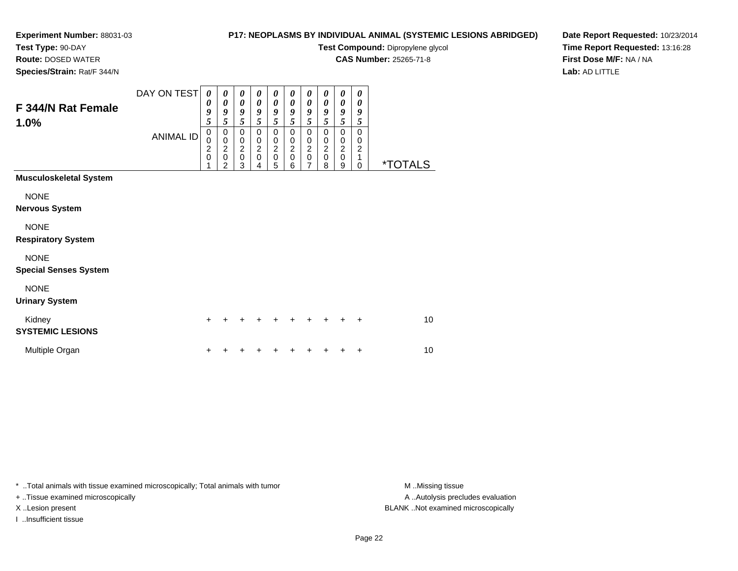**Experiment Number:** 88031-03
**Test Type:** 90-DAY
**Route:** DOSED WATER
**Species/Strain:** Rat/F 344/N

**P17: NEOPLASMS BY INDIVIDUAL ANIMAL (SYSTEMIC LESIONS ABRIDGED)**
**Test Compound:** Dipropylene glycol
**CAS Number:** 25265-71-8

**Date Report Requested:** 10/23/2014
**Time Report Requested:** 13:16:28
**First Dose M/F:** NA / NA
**Lab:** AD LITTLE

## F 344/N Rat Female 1.0%

| DAY ON TEST | 0095 | 0095 | 0095 | 0095 | 0095 | 0095 | 0095 | 0095 | 0095 | 0095 | |
|---|---|---|---|---|---|---|---|---|---|---|---|
| ANIMAL ID | 00201 | 00202 | 00203 | 00204 | 00205 | 00206 | 00207 | 00208 | 00209 | 00210 | *TOTALS |
| **Musculoskeletal System** | | | | | | | | | | | |
| NONE | | | | | | | | | | | |
| **Nervous System** | | | | | | | | | | | |
| NONE | | | | | | | | | | | |
| **Respiratory System** | | | | | | | | | | | |
| NONE | | | | | | | | | | | |
| **Special Senses System** | | | | | | | | | | | |
| NONE | | | | | | | | | | | |
| **Urinary System** | | | | | | | | | | | |
| Kidney | + | + | + | + | + | + | + | + | + | + | 10 |
| **SYSTEMIC LESIONS** | | | | | | | | | | | |
| Multiple Organ | + | + | + | + | + | + | + | + | + | + | 10 |

* ..Total animals with tissue examined microscopically; Total animals with tumor
+ ..Tissue examined microscopically
X ..Lesion present
I ..Insufficient tissue

M ..Missing tissue
A ..Autolysis precludes evaluation
BLANK ..Not examined microscopically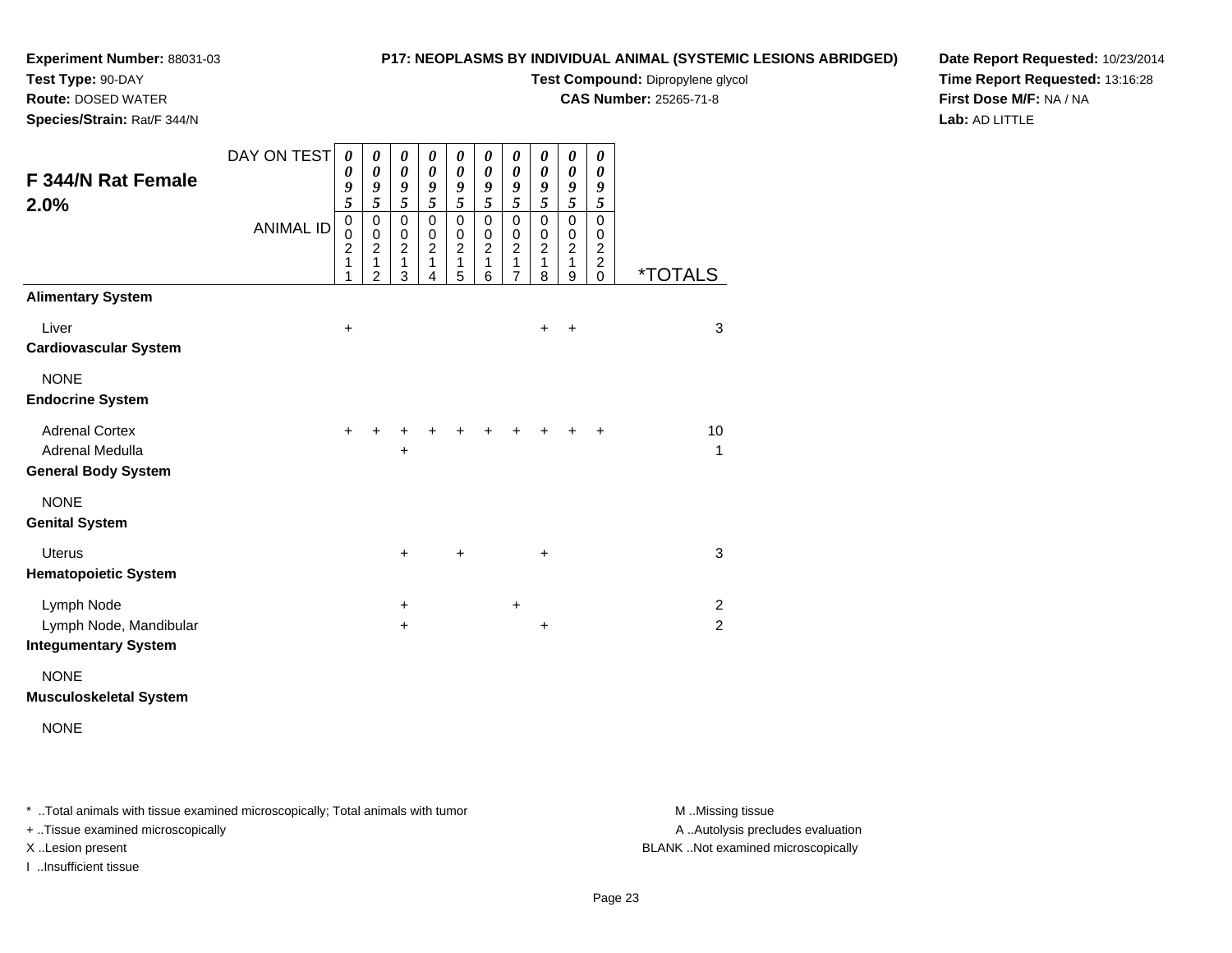**Experiment Number:** 88031-03
**Test Type:** 90-DAY
**Route:** DOSED WATER
**Species/Strain:** Rat/F 344/N

**P17: NEOPLASMS BY INDIVIDUAL ANIMAL (SYSTEMIC LESIONS ABRIDGED)**
**Test Compound:** Dipropylene glycol
**CAS Number:** 25265-71-8

**Date Report Requested:** 10/23/2014
**Time Report Requested:** 13:16:28
**First Dose M/F:** NA / NA
**Lab:** AD LITTLE

## F 344/N Rat Female 2.0%

| DAY ON TEST | 0095 | 0095 | 0095 | 0095 | 0095 | 0095 | 0095 | 0095 | 0095 | 0095 | |
|---|---|---|---|---|---|---|---|---|---|---|---|
| ANIMAL ID | 00211 | 00212 | 00213 | 00214 | 00215 | 00216 | 00217 | 00218 | 00219 | 00220 | *TOTALS |
| **Alimentary System** | | | | | | | | | | | |
| Liver | + | | | | | | | + | + | | 3 |
| **Cardiovascular System** | | | | | | | | | | | |
| NONE | | | | | | | | | | | |
| **Endocrine System** | | | | | | | | | | | |
| Adrenal Cortex | + | + | + | + | + | + | + | + | + | + | 10 |
| Adrenal Medulla | | | + | | | | | | | | 1 |
| **General Body System** | | | | | | | | | | | |
| NONE | | | | | | | | | | | |
| **Genital System** | | | | | | | | | | | |
| Uterus | | | + | | + | | | + | | | 3 |
| **Hematopoietic System** | | | | | | | | | | | |
| Lymph Node | | | + | | | | + | | | | 2 |
| Lymph Node, Mandibular | | | + | | | | | + | | | 2 |
| **Integumentary System** | | | | | | | | | | | |
| NONE | | | | | | | | | | | |
| **Musculoskeletal System** | | | | | | | | | | | |
| NONE | | | | | | | | | | | |

* ..Total animals with tissue examined microscopically; Total animals with tumor
+ ..Tissue examined microscopically
X ..Lesion present
I ..Insufficient tissue

M ..Missing tissue
A ..Autolysis precludes evaluation
BLANK ..Not examined microscopically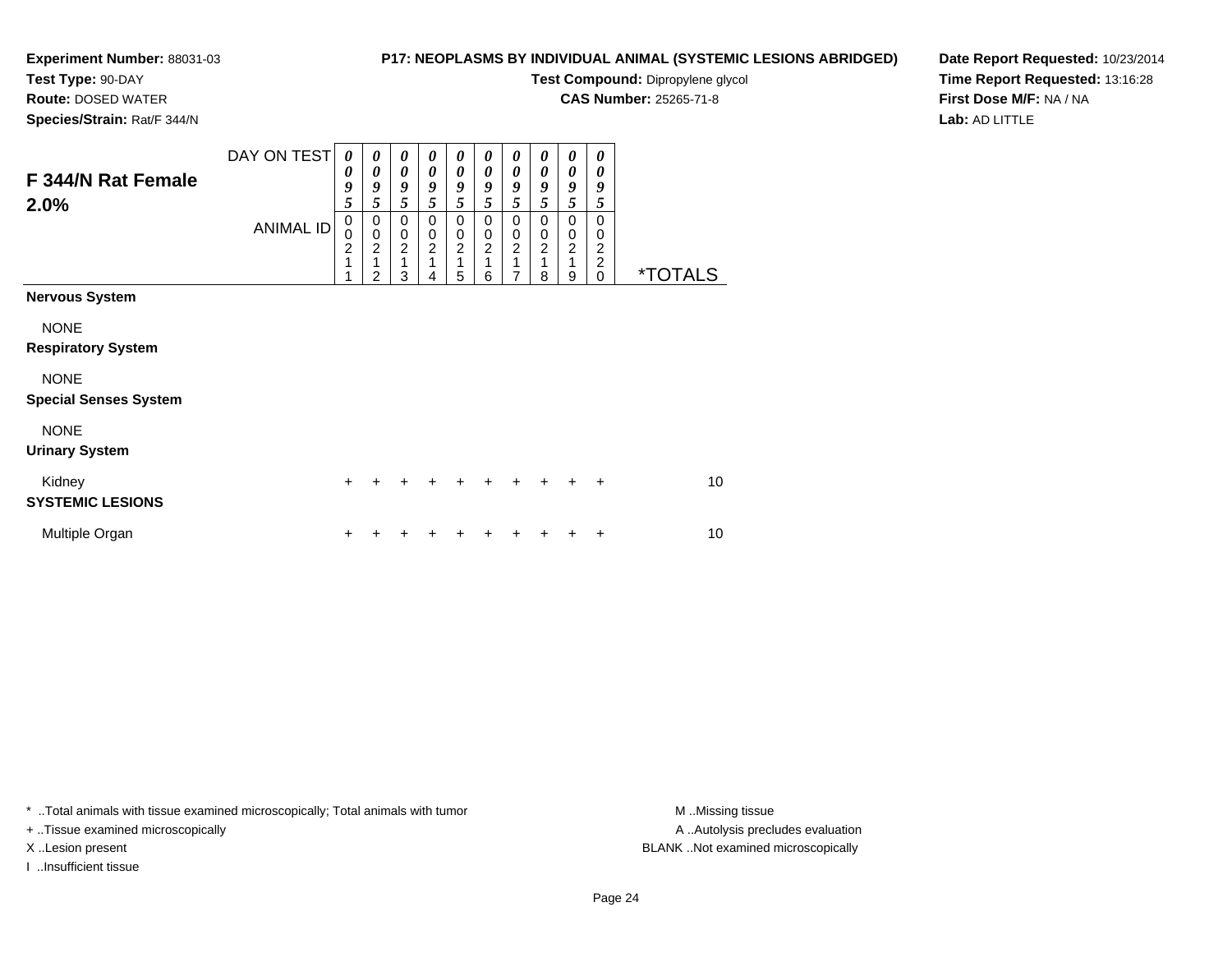**Experiment Number:** 88031-03
**Test Type:** 90-DAY
**Route:** DOSED WATER
**Species/Strain:** Rat/F 344/N

**P17: NEOPLASMS BY INDIVIDUAL ANIMAL (SYSTEMIC LESIONS ABRIDGED)**
**Test Compound:** Dipropylene glycol
**CAS Number:** 25265-71-8

**Date Report Requested:** 10/23/2014
**Time Report Requested:** 13:16:28
**First Dose M/F:** NA / NA
**Lab:** AD LITTLE

## F 344/N Rat Female 2.0%

| DAY ON TEST | 0095 | 0095 | 0095 | 0095 | 0095 | 0095 | 0095 | 0095 | 0095 | 0095 | |
|---|---|---|---|---|---|---|---|---|---|---|---|
| **ANIMAL ID** | 00211 | 00212 | 00213 | 00214 | 00215 | 00216 | 00217 | 00218 | 00219 | 00220 | ***TOTALS** |
| **Nervous System** | | | | | | | | | | | |
| NONE | | | | | | | | | | | |
| **Respiratory System** | | | | | | | | | | | |
| NONE | | | | | | | | | | | |
| **Special Senses System** | | | | | | | | | | | |
| NONE | | | | | | | | | | | |
| **Urinary System** | | | | | | | | | | | |
| Kidney | + | + | + | + | + | + | + | + | + | + | 10 |
| **SYSTEMIC LESIONS** | | | | | | | | | | | |
| Multiple Organ | + | + | + | + | + | + | + | + | + | + | 10 |

* ..Total animals with tissue examined microscopically; Total animals with tumor
+ ..Tissue examined microscopically
X ..Lesion present
I ..Insufficient tissue

M ..Missing tissue
A ..Autolysis precludes evaluation
BLANK ..Not examined microscopically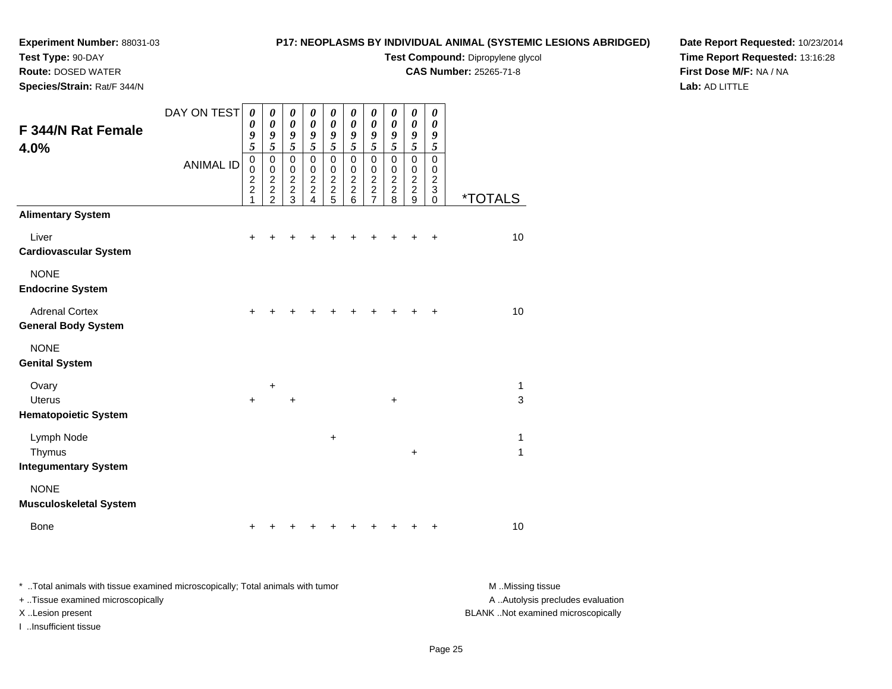**Experiment Number:** 88031-03
**Test Type:** 90-DAY
**Route:** DOSED WATER
**Species/Strain:** Rat/F 344/N

**P17: NEOPLASMS BY INDIVIDUAL ANIMAL (SYSTEMIC LESIONS ABRIDGED)**
**Test Compound:** Dipropylene glycol
**CAS Number:** 25265-71-8

**Date Report Requested:** 10/23/2014
**Time Report Requested:** 13:16:28
**First Dose M/F:** NA / NA
**Lab:** AD LITTLE

## F 344/N Rat Female 4.0%

| DAY ON TEST | 0095 | 0095 | 0095 | 0095 | 0095 | 0095 | 0095 | 0095 | 0095 | 0095 | |
|---|---|---|---|---|---|---|---|---|---|---|---|
| ANIMAL ID | 00221 | 00222 | 00223 | 00224 | 00225 | 00226 | 00227 | 00228 | 00229 | 00230 | *TOTALS |
| **Alimentary System** | | | | | | | | | | | |
| Liver | + | + | + | + | + | + | + | + | + | + | 10 |
| **Cardiovascular System** | | | | | | | | | | | |
| NONE | | | | | | | | | | | |
| **Endocrine System** | | | | | | | | | | | |
| Adrenal Cortex | + | + | + | + | + | + | + | + | + | + | 10 |
| **General Body System** | | | | | | | | | | | |
| NONE | | | | | | | | | | | |
| **Genital System** | | | | | | | | | | | |
| Ovary | | + | | | | | | | | | 1 |
| Uterus | + | | + | | | | | + | | | 3 |
| **Hematopoietic System** | | | | | | | | | | | |
| Lymph Node | | | | | + | | | | | | 1 |
| Thymus | | | | | | | | | + | | 1 |
| **Integumentary System** | | | | | | | | | | | |
| NONE | | | | | | | | | | | |
| **Musculoskeletal System** | | | | | | | | | | | |
| Bone | + | + | + | + | + | + | + | + | + | + | 10 |

* ..Total animals with tissue examined microscopically; Total animals with tumor
+ ..Tissue examined microscopically
X ..Lesion present
I ..Insufficient tissue

M ..Missing tissue
A ..Autolysis precludes evaluation
BLANK ..Not examined microscopically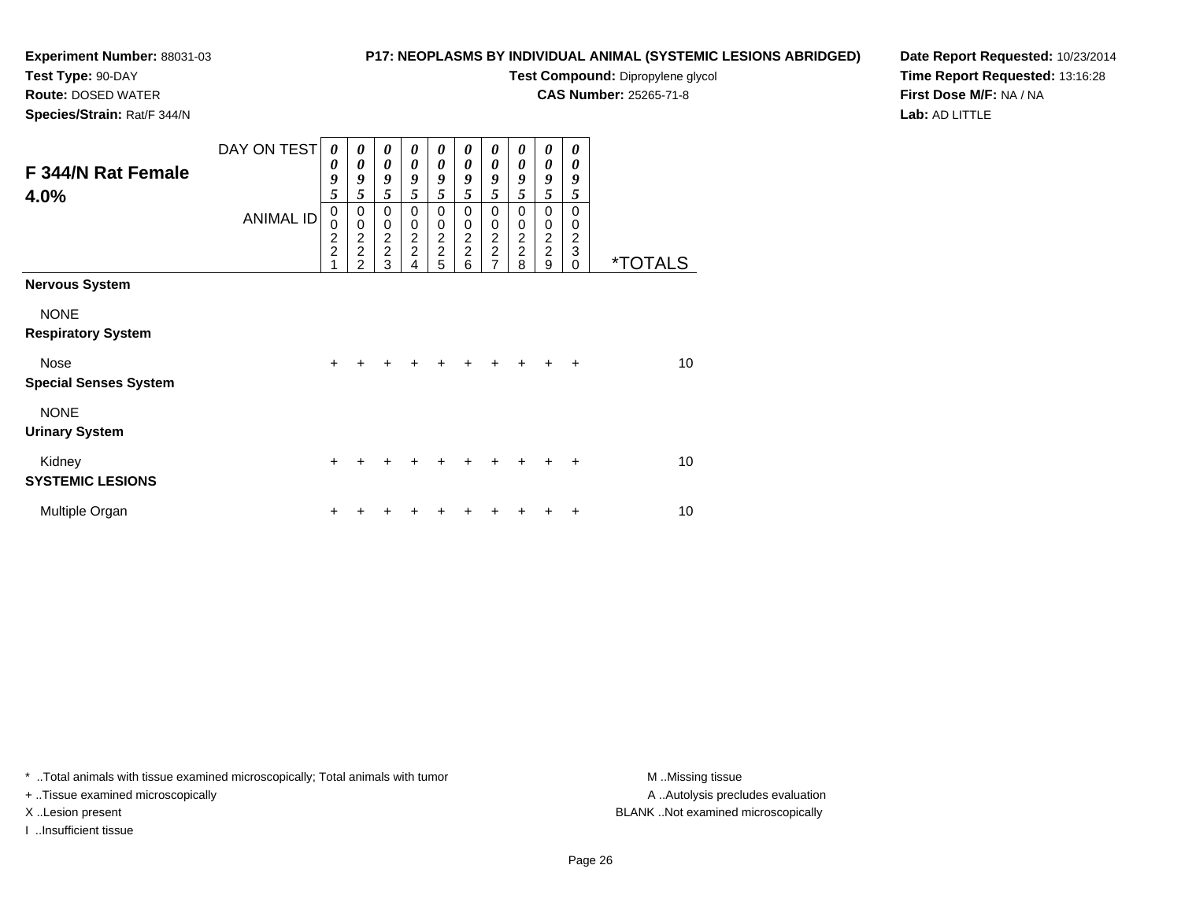**Experiment Number:** 88031-03
**Test Type:** 90-DAY
**Route:** DOSED WATER
**Species/Strain:** Rat/F 344/N

**P17: NEOPLASMS BY INDIVIDUAL ANIMAL (SYSTEMIC LESIONS ABRIDGED)**
**Test Compound:** Dipropylene glycol
**CAS Number:** 25265-71-8

**Date Report Requested:** 10/23/2014
**Time Report Requested:** 13:16:28
**First Dose M/F:** NA / NA
**Lab:** AD LITTLE

## F 344/N Rat Female 4.0%

| DAY ON TEST | 0095 | 0095 | 0095 | 0095 | 0095 | 0095 | 0095 | 0095 | 0095 | 0095 | |
|---|---|---|---|---|---|---|---|---|---|---|---|
| ANIMAL ID | 00221 | 00222 | 00223 | 00224 | 00225 | 00226 | 00227 | 00228 | 00229 | 00230 | *TOTALS |
| **Nervous System** | | | | | | | | | | | |
| NONE | | | | | | | | | | | |
| **Respiratory System** | | | | | | | | | | | |
| Nose | + | + | + | + | + | + | + | + | + | + | 10 |
| **Special Senses System** | | | | | | | | | | | |
| NONE | | | | | | | | | | | |
| **Urinary System** | | | | | | | | | | | |
| Kidney | + | + | + | + | + | + | + | + | + | + | 10 |
| **SYSTEMIC LESIONS** | | | | | | | | | | | |
| Multiple Organ | + | + | + | + | + | + | + | + | + | + | 10 |

* ..Total animals with tissue examined microscopically; Total animals with tumor
+ ..Tissue examined microscopically
X ..Lesion present
I ..Insufficient tissue

M ..Missing tissue
A ..Autolysis precludes evaluation
BLANK ..Not examined microscopically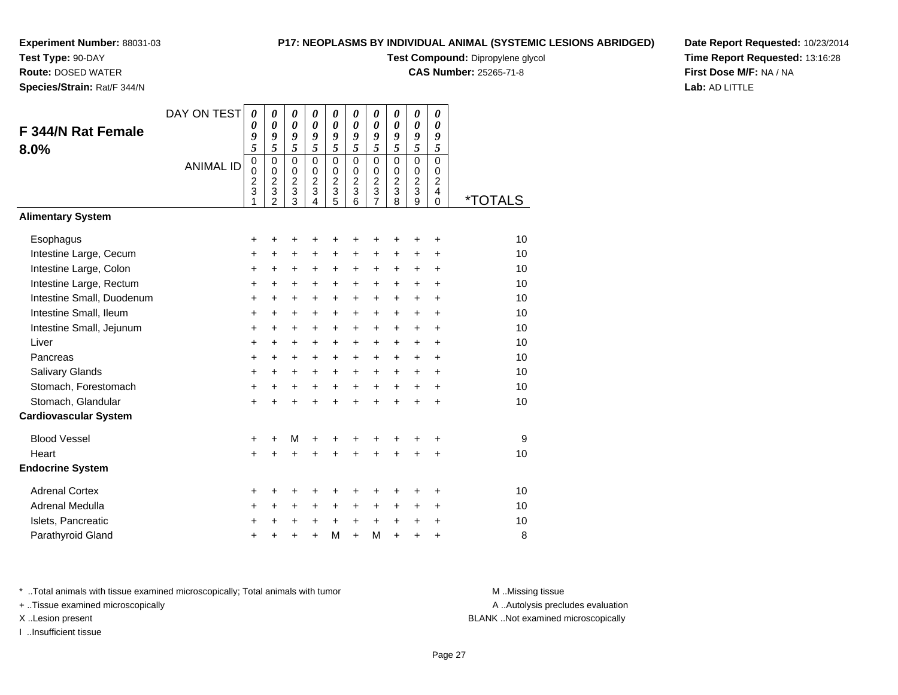**Experiment Number:** 88031-03
**Test Type:** 90-DAY
**Route:** DOSED WATER
**Species/Strain:** Rat/F 344/N

**P17: NEOPLASMS BY INDIVIDUAL ANIMAL (SYSTEMIC LESIONS ABRIDGED)**
**Test Compound:** Dipropylene glycol
**CAS Number:** 25265-71-8

**Date Report Requested:** 10/23/2014
**Time Report Requested:** 13:16:28
**First Dose M/F:** NA / NA
**Lab:** AD LITTLE

## F 344/N Rat Female 8.0%

| DAY ON TEST | 0095 | 0095 | 0095 | 0095 | 0095 | 0095 | 0095 | 0095 | 0095 | 0095 | |
|---|---|---|---|---|---|---|---|---|---|---|---|
| ANIMAL ID | 00231 | 00232 | 00233 | 00234 | 00235 | 00236 | 00237 | 00238 | 00239 | 00240 | *TOTALS |
| **Alimentary System** | | | | | | | | | | | |
| Esophagus | + | + | + | + | + | + | + | + | + | + | 10 |
| Intestine Large, Cecum | + | + | + | + | + | + | + | + | + | + | 10 |
| Intestine Large, Colon | + | + | + | + | + | + | + | + | + | + | 10 |
| Intestine Large, Rectum | + | + | + | + | + | + | + | + | + | + | 10 |
| Intestine Small, Duodenum | + | + | + | + | + | + | + | + | + | + | 10 |
| Intestine Small, Ileum | + | + | + | + | + | + | + | + | + | + | 10 |
| Intestine Small, Jejunum | + | + | + | + | + | + | + | + | + | + | 10 |
| Liver | + | + | + | + | + | + | + | + | + | + | 10 |
| Pancreas | + | + | + | + | + | + | + | + | + | + | 10 |
| Salivary Glands | + | + | + | + | + | + | + | + | + | + | 10 |
| Stomach, Forestomach | + | + | + | + | + | + | + | + | + | + | 10 |
| Stomach, Glandular | + | + | + | + | + | + | + | + | + | + | 10 |
| **Cardiovascular System** | | | | | | | | | | | |
| Blood Vessel | + | + | M | + | + | + | + | + | + | + | 9 |
| Heart | + | + | + | + | + | + | + | + | + | + | 10 |
| **Endocrine System** | | | | | | | | | | | |
| Adrenal Cortex | + | + | + | + | + | + | + | + | + | + | 10 |
| Adrenal Medulla | + | + | + | + | + | + | + | + | + | + | 10 |
| Islets, Pancreatic | + | + | + | + | + | + | + | + | + | + | 10 |
| Parathyroid Gland | + | + | + | + | M | + | M | + | + | + | 8 |

\* ..Total animals with tissue examined microscopically; Total animals with tumor
\+ ..Tissue examined microscopically
X ..Lesion present
I ..Insufficient tissue

M ..Missing tissue
A ..Autolysis precludes evaluation
BLANK ..Not examined microscopically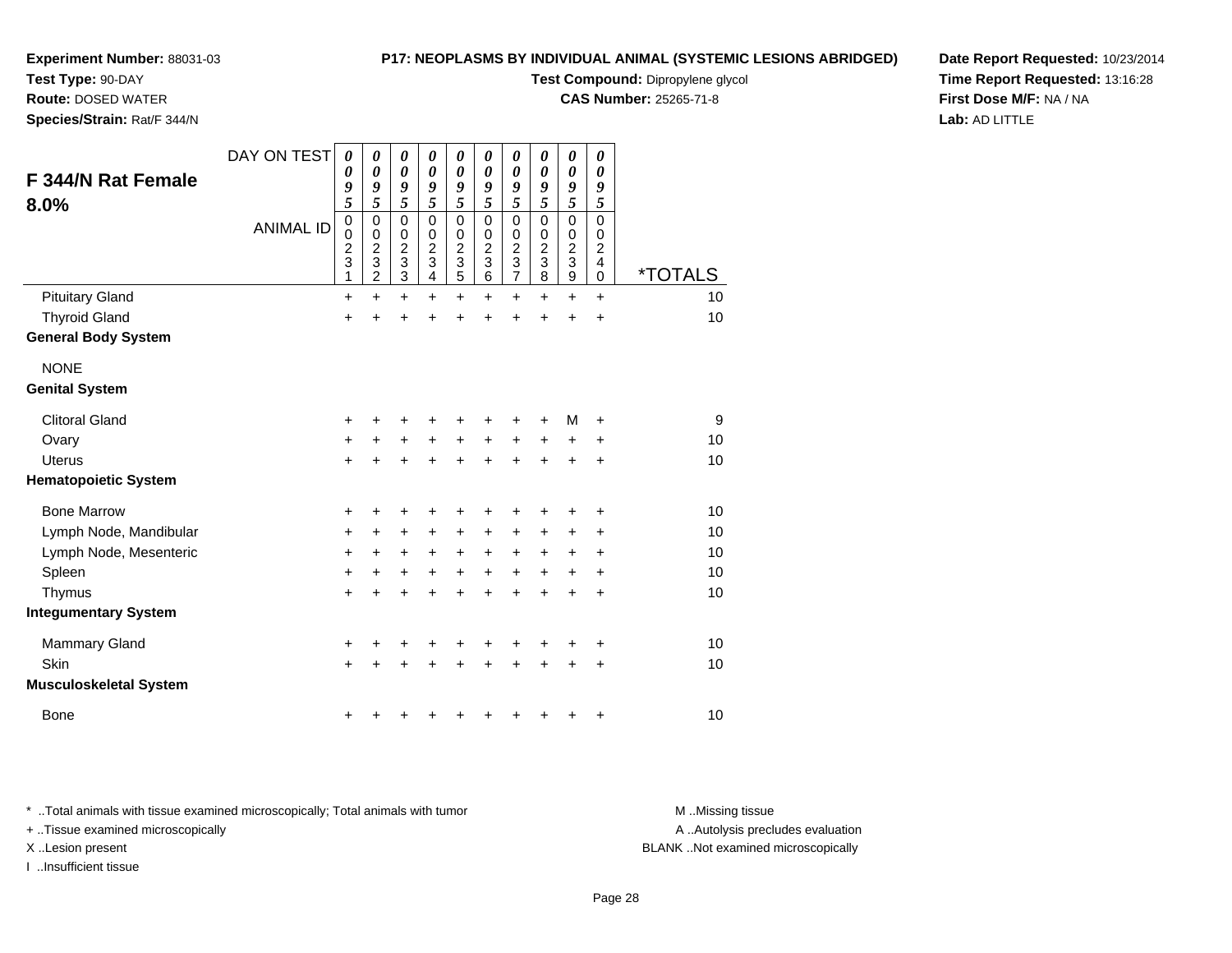**Experiment Number:** 88031-03
**Test Type:** 90-DAY
**Route:** DOSED WATER
**Species/Strain:** Rat/F 344/N

**P17: NEOPLASMS BY INDIVIDUAL ANIMAL (SYSTEMIC LESIONS ABRIDGED)**
**Test Compound:** Dipropylene glycol
**CAS Number:** 25265-71-8

**Date Report Requested:** 10/23/2014
**Time Report Requested:** 13:16:28
**First Dose M/F:** NA / NA
**Lab:** AD LITTLE

## F 344/N Rat Female 8.0%

| DAY ON TEST | 0095 | 0095 | 0095 | 0095 | 0095 | 0095 | 0095 | 0095 | 0095 | 0095 | |
|---|---|---|---|---|---|---|---|---|---|---|---|
| ANIMAL ID | 00231 | 00232 | 00233 | 00234 | 00235 | 00236 | 00237 | 00238 | 00239 | 00240 | *TOTALS |
| Pituitary Gland | + | + | + | + | + | + | + | + | + | + | 10 |
| Thyroid Gland | + | + | + | + | + | + | + | + | + | + | 10 |
| **General Body System** | | | | | | | | | | | |
| NONE | | | | | | | | | | | |
| **Genital System** | | | | | | | | | | | |
| Clitoral Gland | + | + | + | + | + | + | + | + | M | + | 9 |
| Ovary | + | + | + | + | + | + | + | + | + | + | 10 |
| Uterus | + | + | + | + | + | + | + | + | + | + | 10 |
| **Hematopoietic System** | | | | | | | | | | | |
| Bone Marrow | + | + | + | + | + | + | + | + | + | + | 10 |
| Lymph Node, Mandibular | + | + | + | + | + | + | + | + | + | + | 10 |
| Lymph Node, Mesenteric | + | + | + | + | + | + | + | + | + | + | 10 |
| Spleen | + | + | + | + | + | + | + | + | + | + | 10 |
| Thymus | + | + | + | + | + | + | + | + | + | + | 10 |
| **Integumentary System** | | | | | | | | | | | |
| Mammary Gland | + | + | + | + | + | + | + | + | + | + | 10 |
| Skin | + | + | + | + | + | + | + | + | + | + | 10 |
| **Musculoskeletal System** | | | | | | | | | | | |
| Bone | + | + | + | + | + | + | + | + | + | + | 10 |

* ..Total animals with tissue examined microscopically; Total animals with tumor
+ ..Tissue examined microscopically
X ..Lesion present
I ..Insufficient tissue

M ..Missing tissue
A ..Autolysis precludes evaluation
BLANK ..Not examined microscopically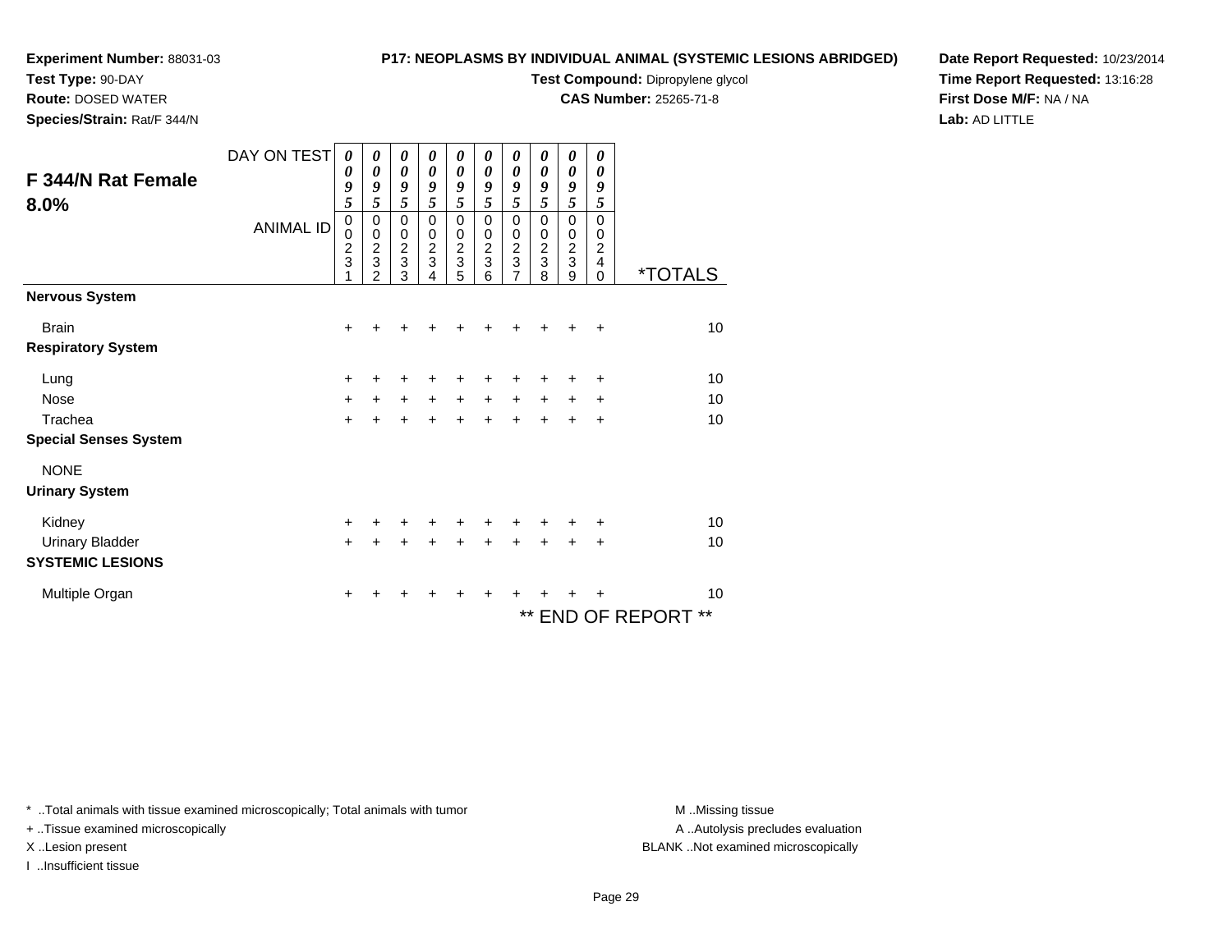**Experiment Number:** 88031-03
**Test Type:** 90-DAY
**Route:** DOSED WATER
**Species/Strain:** Rat/F 344/N

**P17: NEOPLASMS BY INDIVIDUAL ANIMAL (SYSTEMIC LESIONS ABRIDGED)**
**Test Compound:** Dipropylene glycol
**CAS Number:** 25265-71-8

**Date Report Requested:** 10/23/2014
**Time Report Requested:** 13:16:28
**First Dose M/F:** NA / NA
**Lab:** AD LITTLE

## F 344/N Rat Female 8.0%

| DAY ON TEST | 0095 | 0095 | 0095 | 0095 | 0095 | 0095 | 0095 | 0095 | 0095 | 0095 | |
|---|---|---|---|---|---|---|---|---|---|---|---|
| ANIMAL ID | 00231 | 00232 | 00233 | 00234 | 00235 | 00236 | 00237 | 00238 | 00239 | 00240 | *TOTALS |
| **Nervous System** | | | | | | | | | | | |
| Brain | + | + | + | + | + | + | + | + | + | + | 10 |
| **Respiratory System** | | | | | | | | | | | |
| Lung | + | + | + | + | + | + | + | + | + | + | 10 |
| Nose | + | + | + | + | + | + | + | + | + | + | 10 |
| Trachea | + | + | + | + | + | + | + | + | + | + | 10 |
| **Special Senses System** | | | | | | | | | | | |
| NONE | | | | | | | | | | | |
| **Urinary System** | | | | | | | | | | | |
| Kidney | + | + | + | + | + | + | + | + | + | + | 10 |
| Urinary Bladder | + | + | + | + | + | + | + | + | + | + | 10 |
| **SYSTEMIC LESIONS** | | | | | | | | | | | |
| Multiple Organ | + | + | + | + | + | + | + | + | + | + | 10 |

** END OF REPORT **

* ..Total animals with tissue examined microscopically; Total animals with tumor
+ ..Tissue examined microscopically
X ..Lesion present
I ..Insufficient tissue

M ..Missing tissue
A ..Autolysis precludes evaluation
BLANK ..Not examined microscopically